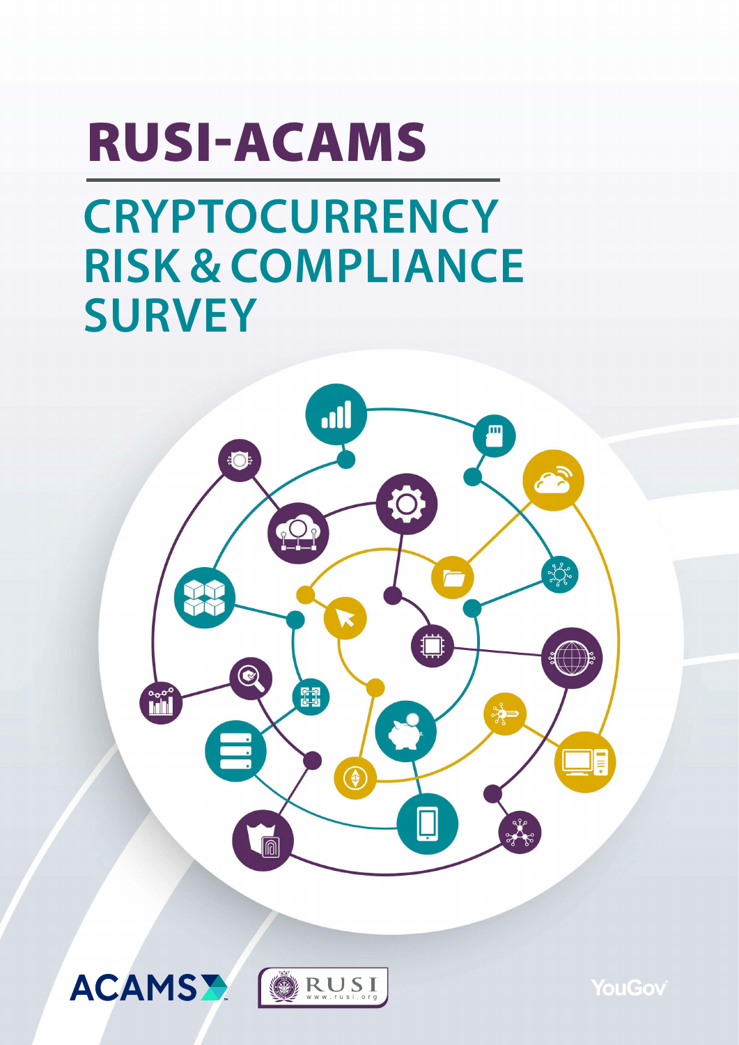# RUSI-ACAMS

## CRYPTOCURRENCY RISK & COMPLIANCE SURVEY

ACAMS

RUSI www.rusi.org

YouGov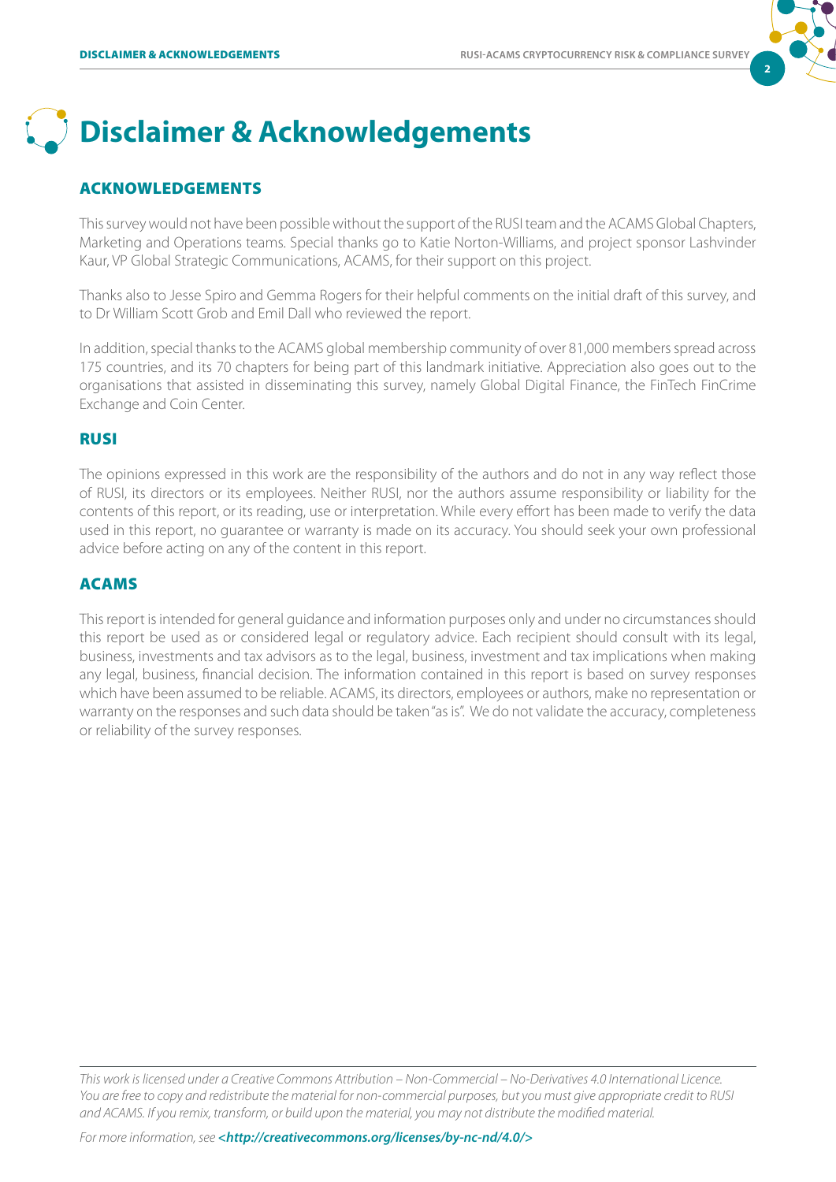# Disclaimer & Acknowledgements

## ACKNOWLEDGEMENTS

This survey would not have been possible without the support of the RUSI team and the ACAMS Global Chapters, Marketing and Operations teams. Special thanks go to Katie Norton-Williams, and project sponsor Lashvinder Kaur, VP Global Strategic Communications, ACAMS, for their support on this project.

Thanks also to Jesse Spiro and Gemma Rogers for their helpful comments on the initial draft of this survey, and to Dr William Scott Grob and Emil Dall who reviewed the report.

In addition, special thanks to the ACAMS global membership community of over 81,000 members spread across 175 countries, and its 70 chapters for being part of this landmark initiative. Appreciation also goes out to the organisations that assisted in disseminating this survey, namely Global Digital Finance, the FinTech FinCrime Exchange and Coin Center.

## RUSI

The opinions expressed in this work are the responsibility of the authors and do not in any way reflect those of RUSI, its directors or its employees. Neither RUSI, nor the authors assume responsibility or liability for the contents of this report, or its reading, use or interpretation. While every effort has been made to verify the data used in this report, no guarantee or warranty is made on its accuracy. You should seek your own professional advice before acting on any of the content in this report.

## ACAMS

This report is intended for general guidance and information purposes only and under no circumstances should this report be used as or considered legal or regulatory advice. Each recipient should consult with its legal, business, investments and tax advisors as to the legal, business, investment and tax implications when making any legal, business, financial decision. The information contained in this report is based on survey responses which have been assumed to be reliable. ACAMS, its directors, employees or authors, make no representation or warranty on the responses and such data should be taken "as is". We do not validate the accuracy, completeness or reliability of the survey responses.

---

*This work is licensed under a Creative Commons Attribution – Non-Commercial – No-Derivatives 4.0 International Licence. You are free to copy and redistribute the material for non-commercial purposes, but you must give appropriate credit to RUSI and ACAMS. If you remix, transform, or build upon the material, you may not distribute the modified material.*

*For more information, see* ***<http://creativecommons.org/licenses/by-nc-nd/4.0/>***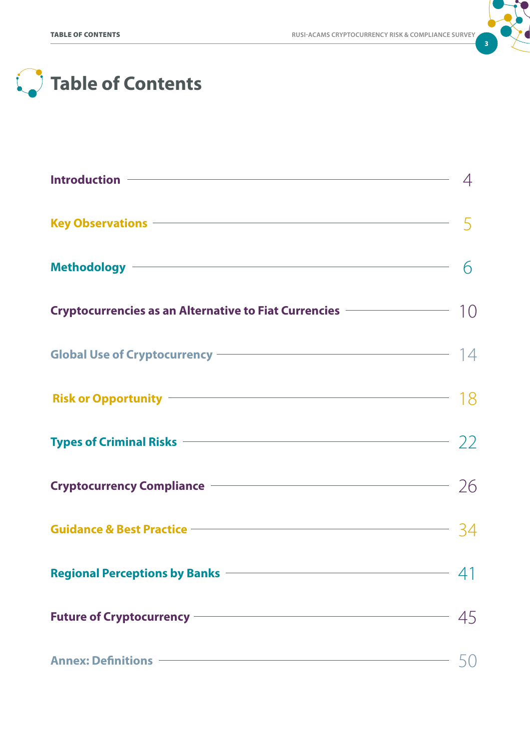# Table of Contents

| | |
|---|---|
| Introduction | 4 |
| Key Observations | 5 |
| Methodology | 6 |
| Cryptocurrencies as an Alternative to Fiat Currencies | 10 |
| Global Use of Cryptocurrency | 14 |
| Risk or Opportunity | 18 |
| Types of Criminal Risks | 22 |
| Cryptocurrency Compliance | 26 |
| Guidance & Best Practice | 34 |
| Regional Perceptions by Banks | 41 |
| Future of Cryptocurrency | 45 |
| Annex: Definitions | 50 |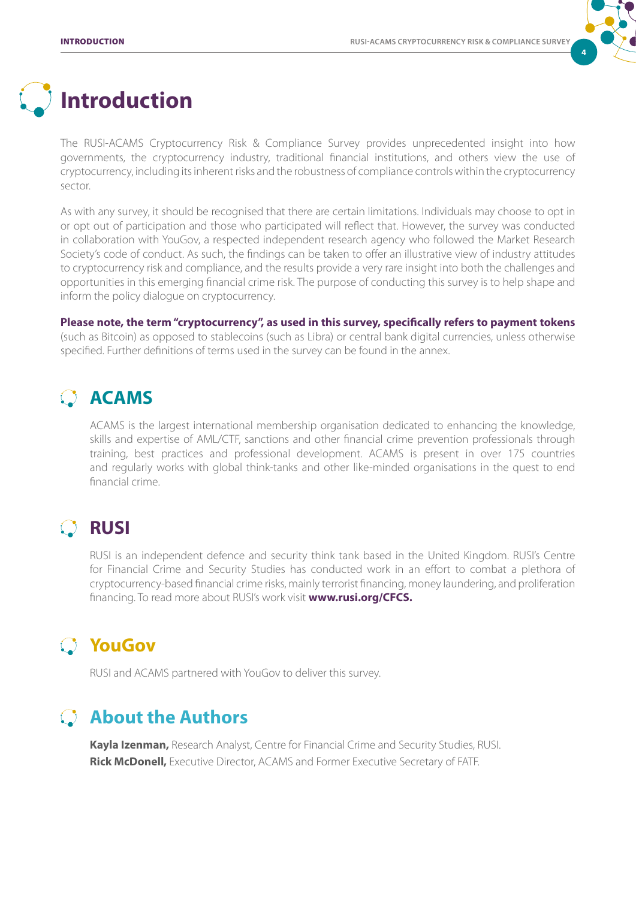# Introduction

The RUSI-ACAMS Cryptocurrency Risk & Compliance Survey provides unprecedented insight into how governments, the cryptocurrency industry, traditional financial institutions, and others view the use of cryptocurrency, including its inherent risks and the robustness of compliance controls within the cryptocurrency sector.

As with any survey, it should be recognised that there are certain limitations. Individuals may choose to opt in or opt out of participation and those who participated will reflect that. However, the survey was conducted in collaboration with YouGov, a respected independent research agency who followed the Market Research Society's code of conduct. As such, the findings can be taken to offer an illustrative view of industry attitudes to cryptocurrency risk and compliance, and the results provide a very rare insight into both the challenges and opportunities in this emerging financial crime risk. The purpose of conducting this survey is to help shape and inform the policy dialogue on cryptocurrency.

**Please note, the term "cryptocurrency", as used in this survey, specifically refers to payment tokens** (such as Bitcoin) as opposed to stablecoins (such as Libra) or central bank digital currencies, unless otherwise specified. Further definitions of terms used in the survey can be found in the annex.

## ACAMS

ACAMS is the largest international membership organisation dedicated to enhancing the knowledge, skills and expertise of AML/CTF, sanctions and other financial crime prevention professionals through training, best practices and professional development. ACAMS is present in over 175 countries and regularly works with global think-tanks and other like-minded organisations in the quest to end financial crime.

## RUSI

RUSI is an independent defence and security think tank based in the United Kingdom. RUSI's Centre for Financial Crime and Security Studies has conducted work in an effort to combat a plethora of cryptocurrency-based financial crime risks, mainly terrorist financing, money laundering, and proliferation financing. To read more about RUSI's work visit **www.rusi.org/CFCS.**

## YouGov

RUSI and ACAMS partnered with YouGov to deliver this survey.

## About the Authors

**Kayla Izenman,** Research Analyst, Centre for Financial Crime and Security Studies, RUSI.
**Rick McDonell,** Executive Director, ACAMS and Former Executive Secretary of FATF.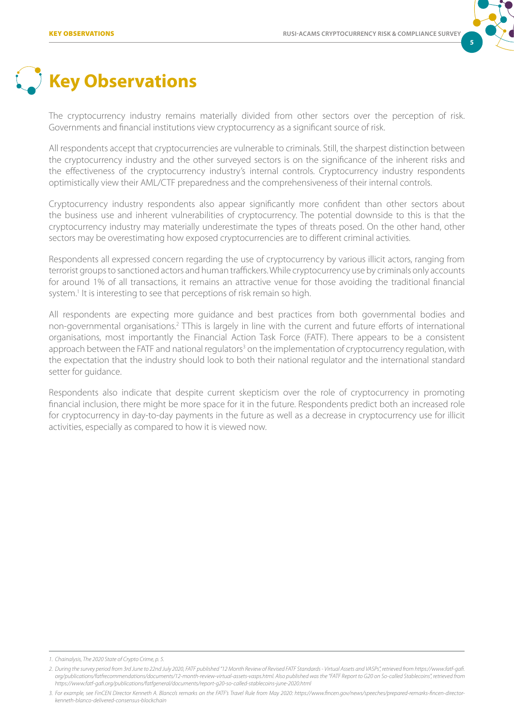# Key Observations

The cryptocurrency industry remains materially divided from other sectors over the perception of risk. Governments and financial institutions view cryptocurrency as a significant source of risk.

All respondents accept that cryptocurrencies are vulnerable to criminals. Still, the sharpest distinction between the cryptocurrency industry and the other surveyed sectors is on the significance of the inherent risks and the effectiveness of the cryptocurrency industry's internal controls. Cryptocurrency industry respondents optimistically view their AML/CTF preparedness and the comprehensiveness of their internal controls.

Cryptocurrency industry respondents also appear significantly more confident than other sectors about the business use and inherent vulnerabilities of cryptocurrency. The potential downside to this is that the cryptocurrency industry may materially underestimate the types of threats posed. On the other hand, other sectors may be overestimating how exposed cryptocurrencies are to different criminal activities.

Respondents all expressed concern regarding the use of cryptocurrency by various illicit actors, ranging from terrorist groups to sanctioned actors and human traffickers. While cryptocurrency use by criminals only accounts for around 1% of all transactions, it remains an attractive venue for those avoiding the traditional financial system.[1] It is interesting to see that perceptions of risk remain so high.

All respondents are expecting more guidance and best practices from both governmental bodies and non-governmental organisations.[2] TThis is largely in line with the current and future efforts of international organisations, most importantly the Financial Action Task Force (FATF). There appears to be a consistent approach between the FATF and national regulators[3] on the implementation of cryptocurrency regulation, with the expectation that the industry should look to both their national regulator and the international standard setter for guidance.

Respondents also indicate that despite current skepticism over the role of cryptocurrency in promoting financial inclusion, there might be more space for it in the future. Respondents predict both an increased role for cryptocurrency in day-to-day payments in the future as well as a decrease in cryptocurrency use for illicit activities, especially as compared to how it is viewed now.

---

1. *Chainalysis, The 2020 State of Crypto Crime, p. 5.*

2. *During the survey period from 3rd June to 22nd July 2020, FATF published "12 Month Review of Revised FATF Standards - Virtual Assets and VASPs", retrieved from https://www.fatf-gafi.org/publications/fatfrecommendations/documents/12-month-review-virtual-assets-vasps.html. Also published was the "FATF Report to G20 on So-called Stablecoins", retrieved from https://www.fatf-gafi.org/publications/fatfgeneral/documents/report-g20-so-called-stablecoins-june-2020.html*

3. *For example, see FinCEN Director Kenneth A. Blanco's remarks on the FATF's Travel Rule from May 2020: https://www.fincen.gov/news/speeches/prepared-remarks-fincen-director-kenneth-blanco-delivered-consensus-blockchain*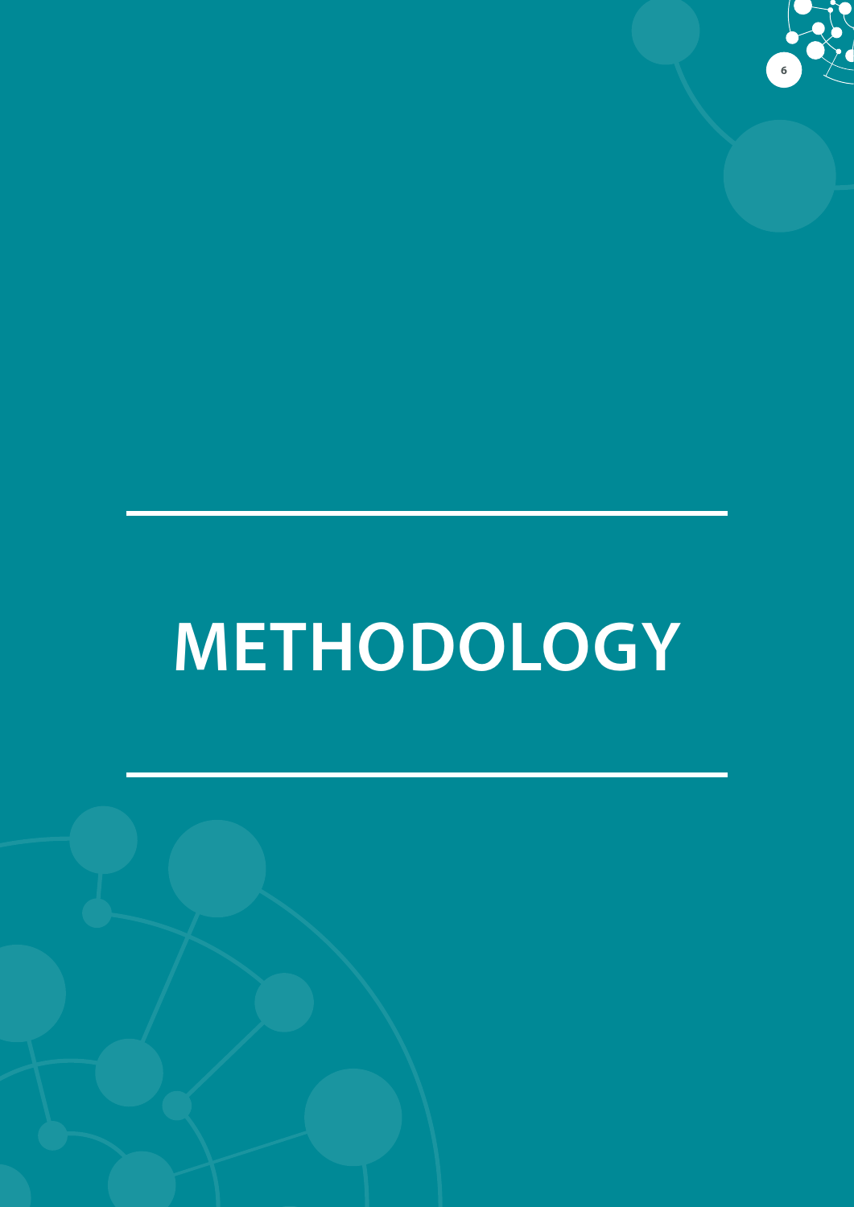# METHODOLOGY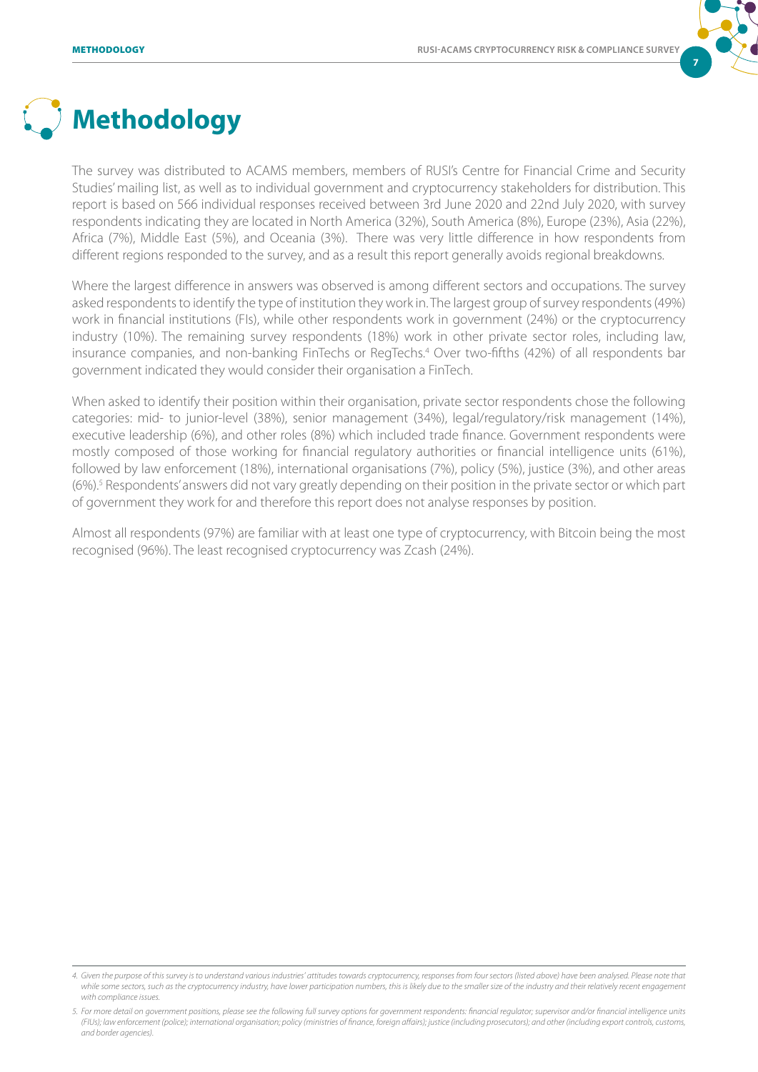# Methodology

The survey was distributed to ACAMS members, members of RUSI's Centre for Financial Crime and Security Studies' mailing list, as well as to individual government and cryptocurrency stakeholders for distribution. This report is based on 566 individual responses received between 3rd June 2020 and 22nd July 2020, with survey respondents indicating they are located in North America (32%), South America (8%), Europe (23%), Asia (22%), Africa (7%), Middle East (5%), and Oceania (3%). There was very little difference in how respondents from different regions responded to the survey, and as a result this report generally avoids regional breakdowns.

Where the largest difference in answers was observed is among different sectors and occupations. The survey asked respondents to identify the type of institution they work in. The largest group of survey respondents (49%) work in financial institutions (FIs), while other respondents work in government (24%) or the cryptocurrency industry (10%). The remaining survey respondents (18%) work in other private sector roles, including law, insurance companies, and non-banking FinTechs or RegTechs.[4] Over two-fifths (42%) of all respondents bar government indicated they would consider their organisation a FinTech.

When asked to identify their position within their organisation, private sector respondents chose the following categories: mid- to junior-level (38%), senior management (34%), legal/regulatory/risk management (14%), executive leadership (6%), and other roles (8%) which included trade finance. Government respondents were mostly composed of those working for financial regulatory authorities or financial intelligence units (61%), followed by law enforcement (18%), international organisations (7%), policy (5%), justice (3%), and other areas (6%).[5] Respondents' answers did not vary greatly depending on their position in the private sector or which part of government they work for and therefore this report does not analyse responses by position.

Almost all respondents (97%) are familiar with at least one type of cryptocurrency, with Bitcoin being the most recognised (96%). The least recognised cryptocurrency was Zcash (24%).

---

*4. Given the purpose of this survey is to understand various industries' attitudes towards cryptocurrency, responses from four sectors (listed above) have been analysed. Please note that while some sectors, such as the cryptocurrency industry, have lower participation numbers, this is likely due to the smaller size of the industry and their relatively recent engagement with compliance issues.*

*5. For more detail on government positions, please see the following full survey options for government respondents: financial regulator; supervisor and/or financial intelligence units (FIUs); law enforcement (police); international organisation; policy (ministries of finance, foreign affairs); justice (including prosecutors); and other (including export controls, customs, and border agencies).*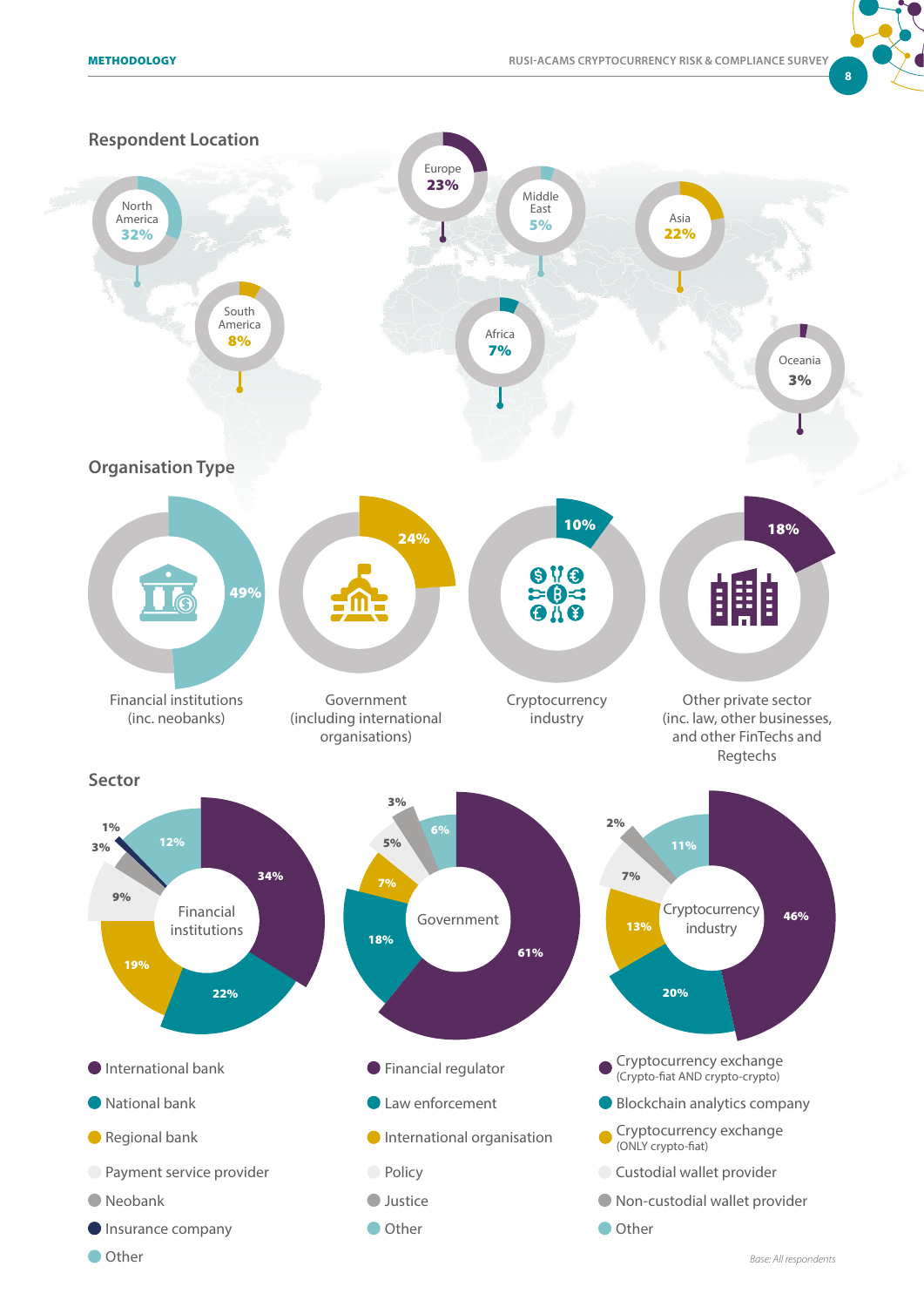## Respondent Location

| Region | Share |
| --- | --- |
| North America | 32% |
| South America | 8% |
| Europe | 23% |
| Middle East | 5% |
| Africa | 7% |
| Asia | 22% |
| Oceania | 3% |

## Organisation Type

| Organisation type | Share |
| --- | --- |
| Financial institutions (inc. neobanks) | 49% |
| Government (including international organisations) | 24% |
| Cryptocurrency industry | 10% |
| Other private sector (inc. law, other businesses, and other FinTechs and Regtechs | 18% |

## Sector

**Financial institutions**

| Sector | Share |
| --- | --- |
| International bank | 34% |
| National bank | 22% |
| Regional bank | 19% |
| Payment service provider | 9% |
| Neobank | 3% |
| Insurance company | 1% |
| Other | 12% |

**Government**

| Sector | Share |
| --- | --- |
| Financial regulator | 61% |
| Law enforcement | 18% |
| International organisation | 7% |
| Policy | 5% |
| Justice | 3% |
| Other | 6% |

**Cryptocurrency industry**

| Sector | Share |
| --- | --- |
| Cryptocurrency exchange (Crypto-fiat AND crypto-crypto) | 46% |
| Blockchain analytics company | 20% |
| Cryptocurrency exchange (ONLY crypto-fiat) | 13% |
| Custodial wallet provider | 7% |
| Non-custodial wallet provider | 2% |
| Other | 11% |

*Base: All respondents*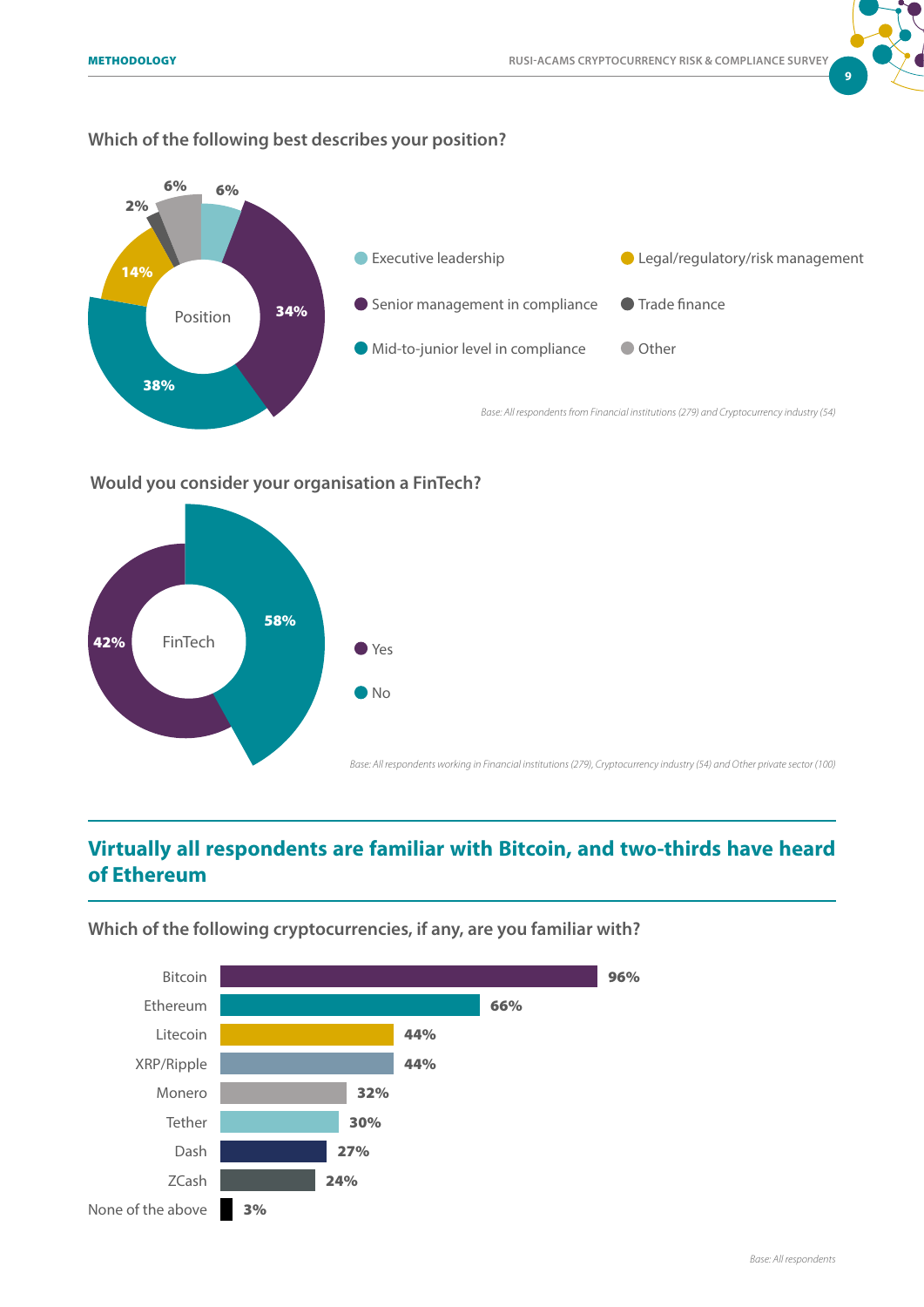### Which of the following best describes your position?

| Position | % |
|---|---|
| Executive leadership | 6% |
| Senior management in compliance | 34% |
| Mid-to-junior level in compliance | 38% |
| Legal/regulatory/risk management | 14% |
| Trade finance | 2% |
| Other | 6% |

*Base: All respondents from Financial institutions (279) and Cryptocurrency industry (54)*

### Would you consider your organisation a FinTech?

| FinTech | % |
|---|---|
| Yes | 42% |
| No | 58% |

*Base: All respondents working in Financial institutions (279), Cryptocurrency industry (54) and Other private sector (100)*

## Virtually all respondents are familiar with Bitcoin, and two-thirds have heard of Ethereum

### Which of the following cryptocurrencies, if any, are you familiar with?

| Cryptocurrency | % |
|---|---|
| Bitcoin | 96% |
| Ethereum | 66% |
| Litecoin | 44% |
| XRP/Ripple | 44% |
| Monero | 32% |
| Tether | 30% |
| Dash | 27% |
| ZCash | 24% |
| None of the above | 3% |

*Base: All respondents*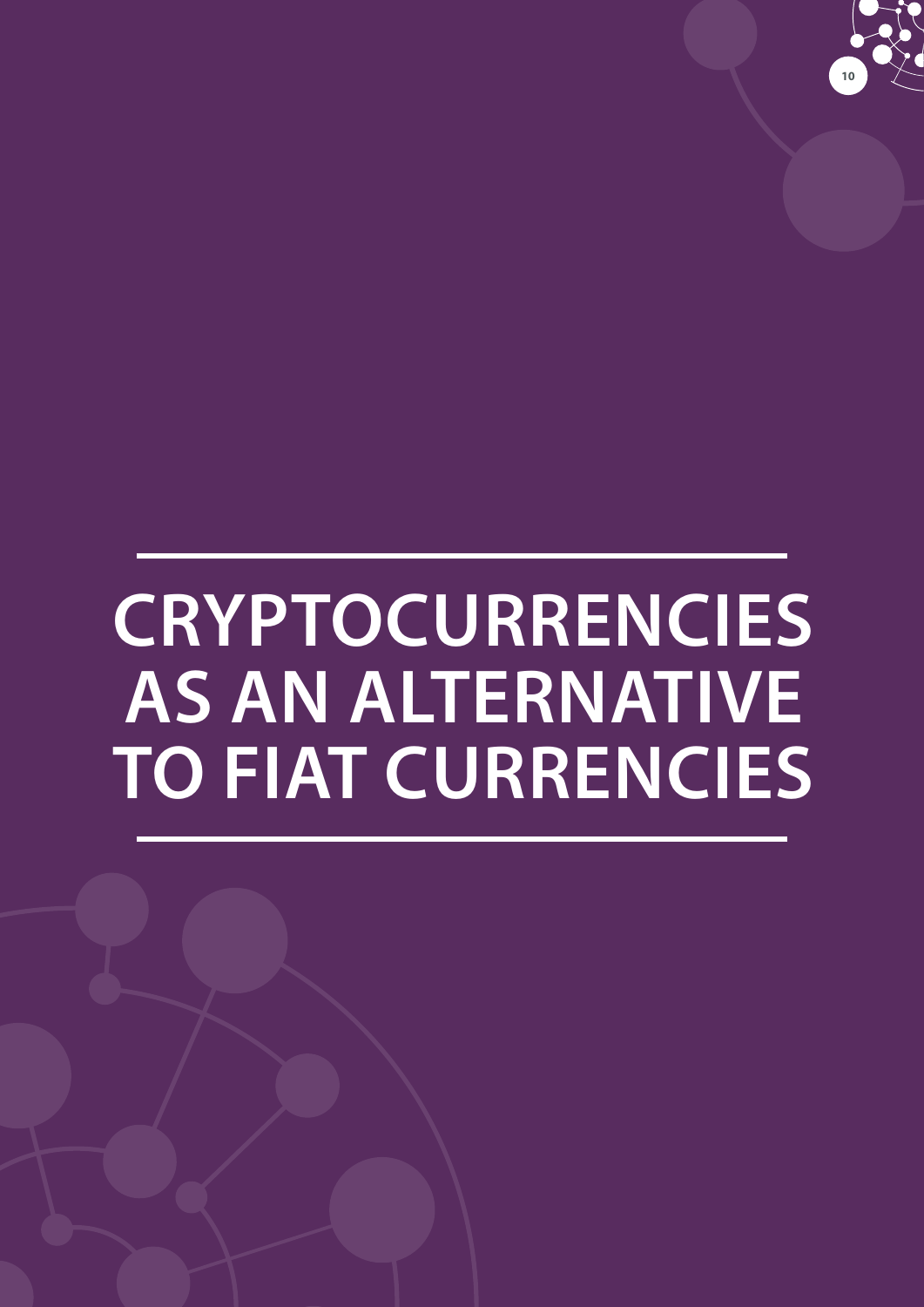# CRYPTOCURRENCIES AS AN ALTERNATIVE TO FIAT CURRENCIES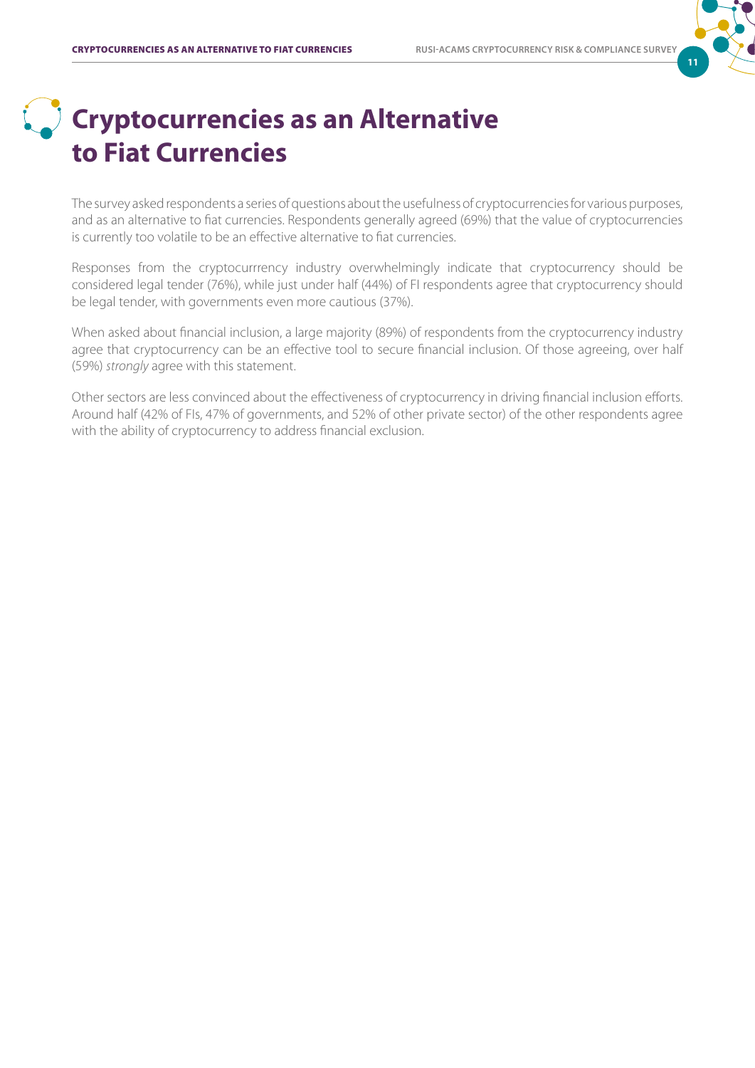# Cryptocurrencies as an Alternative to Fiat Currencies

The survey asked respondents a series of questions about the usefulness of cryptocurrencies for various purposes, and as an alternative to fiat currencies. Respondents generally agreed (69%) that the value of cryptocurrencies is currently too volatile to be an effective alternative to fiat currencies.

Responses from the cryptocurrrency industry overwhelmingly indicate that cryptocurrency should be considered legal tender (76%), while just under half (44%) of FI respondents agree that cryptocurrency should be legal tender, with governments even more cautious (37%).

When asked about financial inclusion, a large majority (89%) of respondents from the cryptocurrency industry agree that cryptocurrency can be an effective tool to secure financial inclusion. Of those agreeing, over half (59%) *strongly* agree with this statement.

Other sectors are less convinced about the effectiveness of cryptocurrency in driving financial inclusion efforts. Around half (42% of FIs, 47% of governments, and 52% of other private sector) of the other respondents agree with the ability of cryptocurrency to address financial exclusion.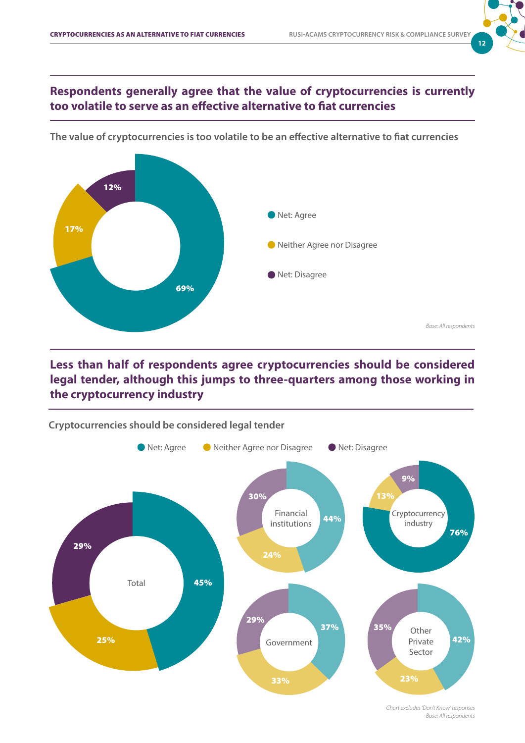## Respondents generally agree that the value of cryptocurrencies is currently too volatile to serve as an effective alternative to fiat currencies

**The value of cryptocurrencies is too volatile to be an effective alternative to fiat currencies**

| Response | % |
|---|---|
| Net: Agree | 69% |
| Neither Agree nor Disagree | 17% |
| Net: Disagree | 12% |

*Base: All respondents*

## Less than half of respondents agree cryptocurrencies should be considered legal tender, although this jumps to three-quarters among those working in the cryptocurrency industry

**Cryptocurrencies should be considered legal tender**

| | Net: Agree | Neither Agree nor Disagree | Net: Disagree |
|---|---|---|---|
| Total | 45% | 25% | 29% |
| Financial institutions | 44% | 24% | 30% |
| Cryptocurrency industry | 76% | 13% | 9% |
| Government | 37% | 33% | 29% |
| Other Private Sector | 42% | 23% | 35% |

*Chart excludes 'Don't Know' responses*
*Base: All respondents*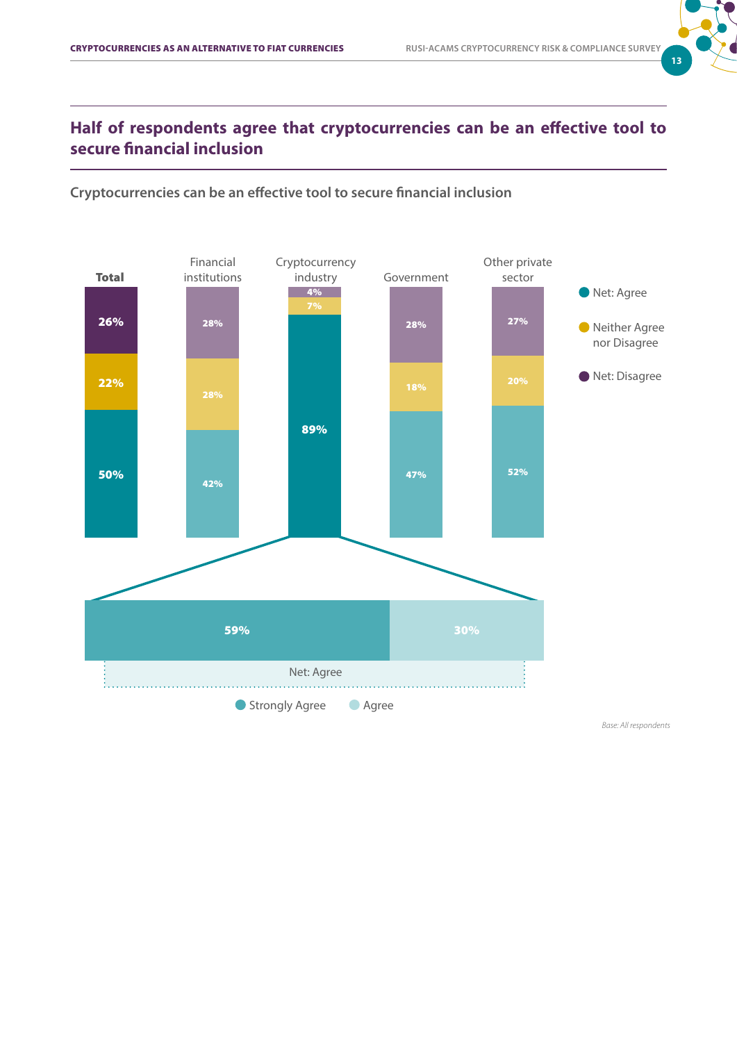## Half of respondents agree that cryptocurrencies can be an effective tool to secure financial inclusion

### Cryptocurrencies can be an effective tool to secure financial inclusion

| | Total | Financial institutions | Cryptocurrency industry | Government | Other private sector |
|---|---|---|---|---|---|
| Net: Disagree | 26% | 28% | 4% | 28% | 27% |
| Neither Agree nor Disagree | 22% | 28% | 7% | 18% | 20% |
| Net: Agree | 50% | 42% | 89% | 47% | 52% |

Cryptocurrency industry – Net: Agree breakdown:

| Strongly Agree | Agree |
|---|---|
| 59% | 30% |

*Base: All respondents*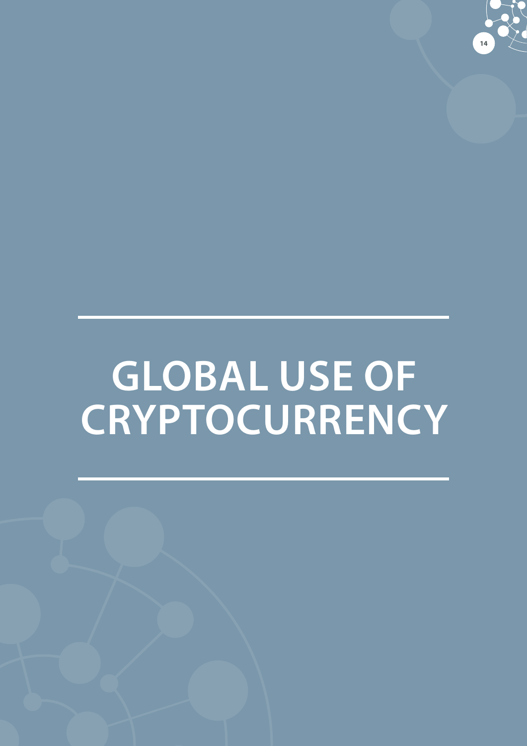# GLOBAL USE OF CRYPTOCURRENCY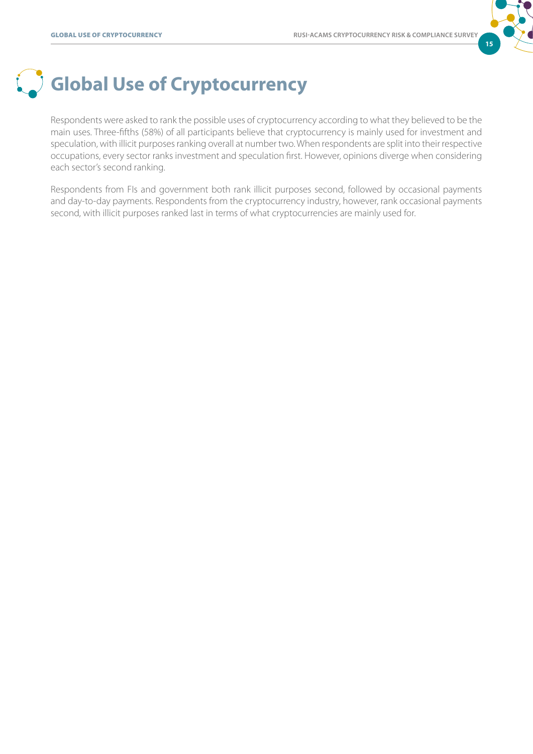# Global Use of Cryptocurrency

Respondents were asked to rank the possible uses of cryptocurrency according to what they believed to be the main uses. Three-fifths (58%) of all participants believe that cryptocurrency is mainly used for investment and speculation, with illicit purposes ranking overall at number two. When respondents are split into their respective occupations, every sector ranks investment and speculation first. However, opinions diverge when considering each sector's second ranking.

Respondents from FIs and government both rank illicit purposes second, followed by occasional payments and day-to-day payments. Respondents from the cryptocurrency industry, however, rank occasional payments second, with illicit purposes ranked last in terms of what cryptocurrencies are mainly used for.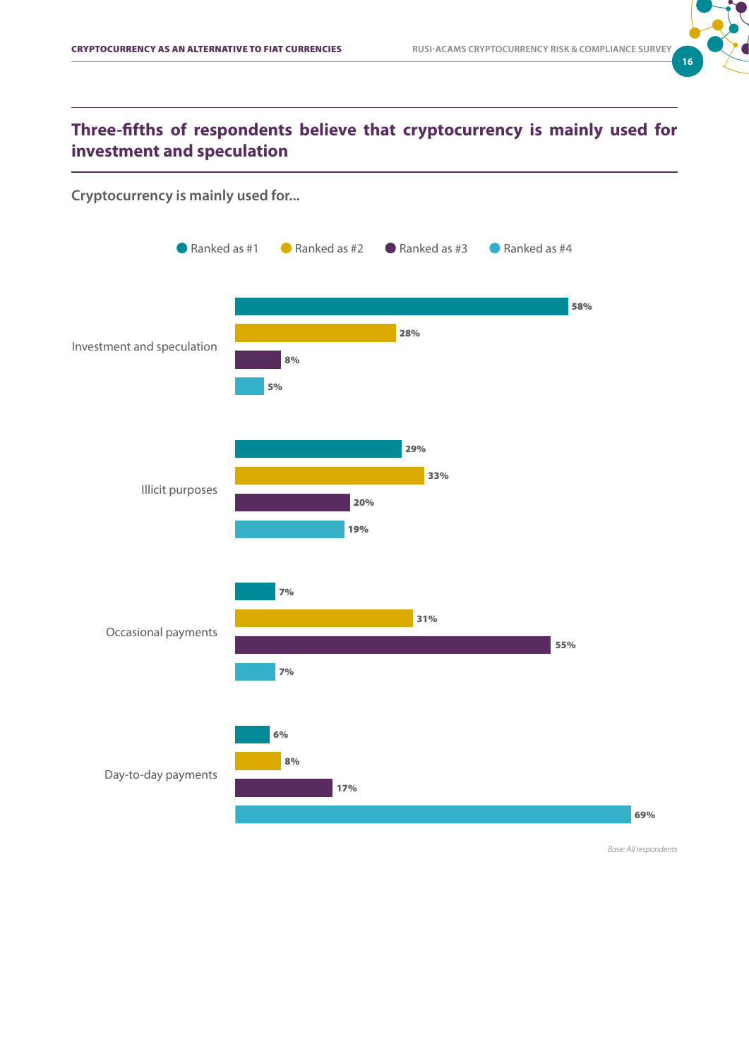## Three-fifths of respondents believe that cryptocurrency is mainly used for investment and speculation

**Cryptocurrency is mainly used for...**

| | Ranked as #1 | Ranked as #2 | Ranked as #3 | Ranked as #4 |
|---|---|---|---|---|
| Investment and speculation | 58% | 28% | 8% | 5% |
| Illicit purposes | 29% | 33% | 20% | 19% |
| Occasional payments | 7% | 31% | 55% | 7% |
| Day-to-day payments | 6% | 8% | 17% | 69% |

*Base: All respondents*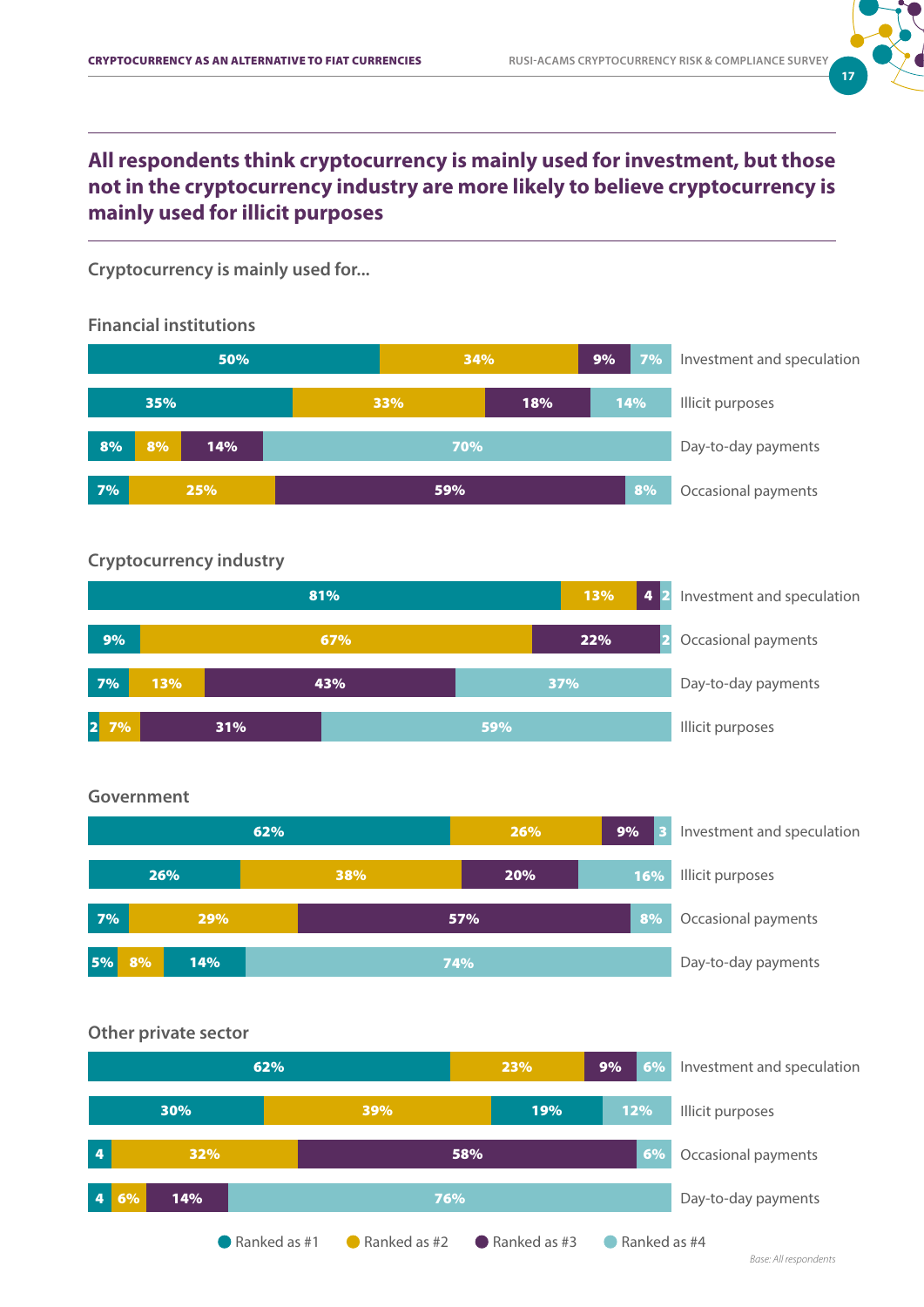## All respondents think cryptocurrency is mainly used for investment, but those not in the cryptocurrency industry are more likely to believe cryptocurrency is mainly used for illicit purposes

Cryptocurrency is mainly used for...

### Financial institutions

| Use | Ranked as #1 | Ranked as #2 | Ranked as #3 | Ranked as #4 |
|---|---|---|---|---|
| Investment and speculation | 50% | 34% | 9% | 7% |
| Illicit purposes | 35% | 33% | 18% | 14% |
| Day-to-day payments | 8% | 8% | 14% | 70% |
| Occasional payments | 7% | 25% | 59% | 8% |

### Cryptocurrency industry

| Use | Ranked as #1 | Ranked as #2 | Ranked as #3 | Ranked as #4 |
|---|---|---|---|---|
| Investment and speculation | 81% | 13% | 4 | 2 |
| Occasional payments | 9% | 67% | 22% | 2 |
| Day-to-day payments | 7% | 13% | 43% | 37% |
| Illicit purposes | 2 | 7% | 31% | 59% |

### Government

| Use | Ranked as #1 | Ranked as #2 | Ranked as #3 | Ranked as #4 |
|---|---|---|---|---|
| Investment and speculation | 62% | 26% | 9% | 3 |
| Illicit purposes | 26% | 38% | 20% | 16% |
| Occasional payments | 7% | 29% | 57% | 8% |
| Day-to-day payments | 5% | 8% | 14% | 74% |

### Other private sector

| Use | Ranked as #1 | Ranked as #2 | Ranked as #3 | Ranked as #4 |
|---|---|---|---|---|
| Investment and speculation | 62% | 23% | 9% | 6% |
| Illicit purposes | 30% | 39% | 19% | 12% |
| Occasional payments | 4 | 32% | 58% | 6% |
| Day-to-day payments | 4 | 6% | 14% | 76% |

*Base: All respondents*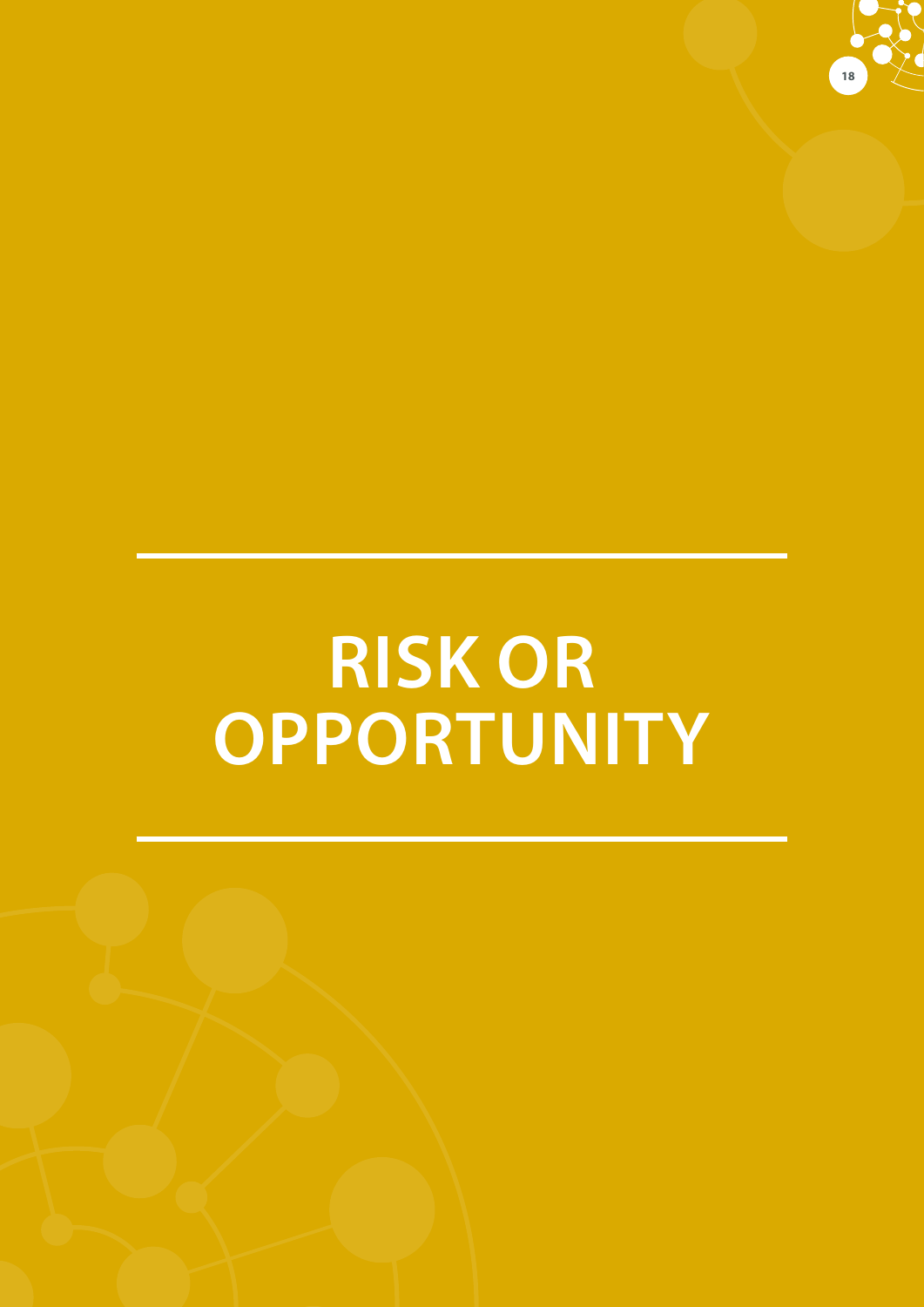# RISK OR OPPORTUNITY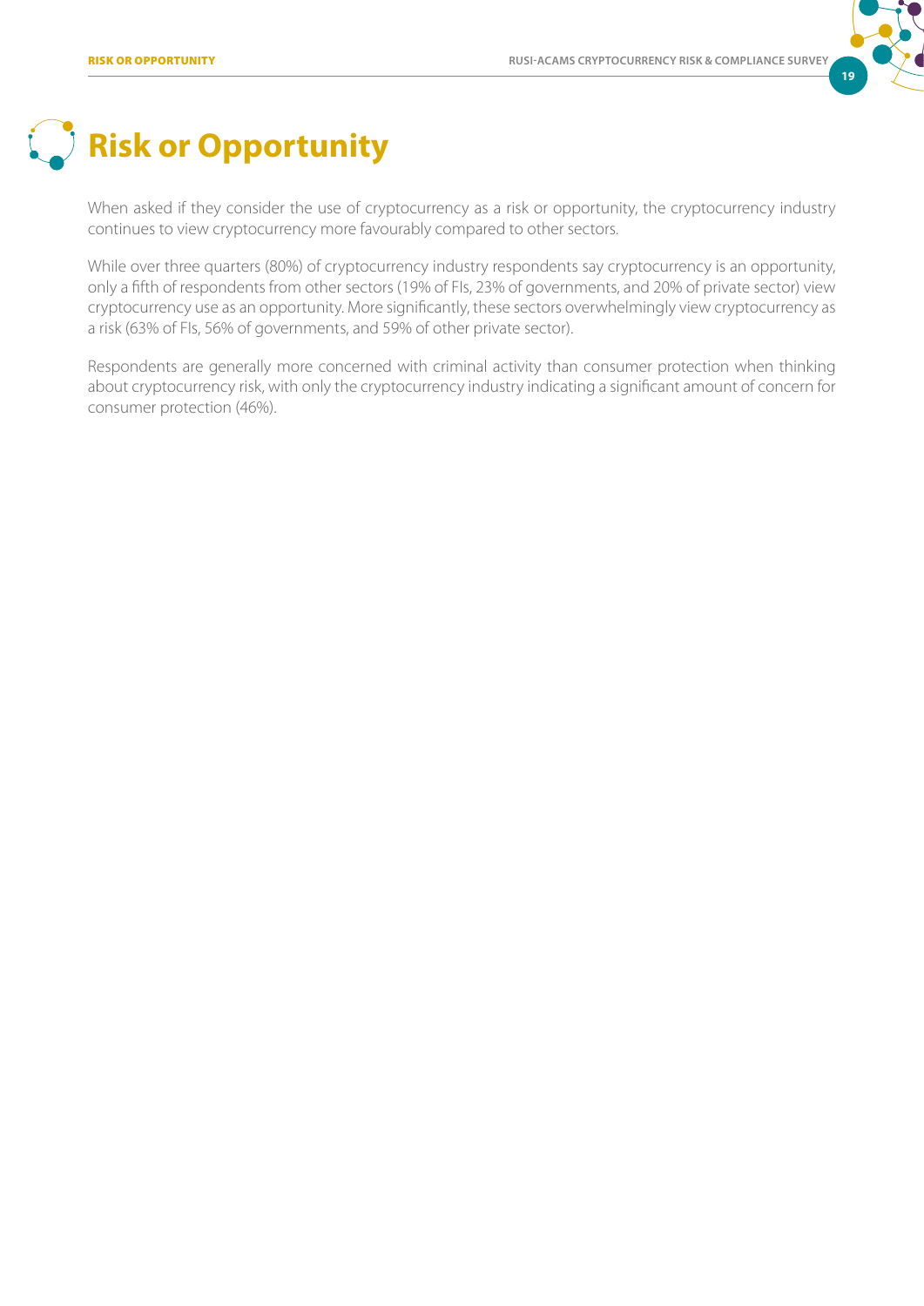# Risk or Opportunity

When asked if they consider the use of cryptocurrency as a risk or opportunity, the cryptocurrency industry continues to view cryptocurrency more favourably compared to other sectors.

While over three quarters (80%) of cryptocurrency industry respondents say cryptocurrency is an opportunity, only a fifth of respondents from other sectors (19% of FIs, 23% of governments, and 20% of private sector) view cryptocurrency use as an opportunity. More significantly, these sectors overwhelmingly view cryptocurrency as a risk (63% of FIs, 56% of governments, and 59% of other private sector).

Respondents are generally more concerned with criminal activity than consumer protection when thinking about cryptocurrency risk, with only the cryptocurrency industry indicating a significant amount of concern for consumer protection (46%).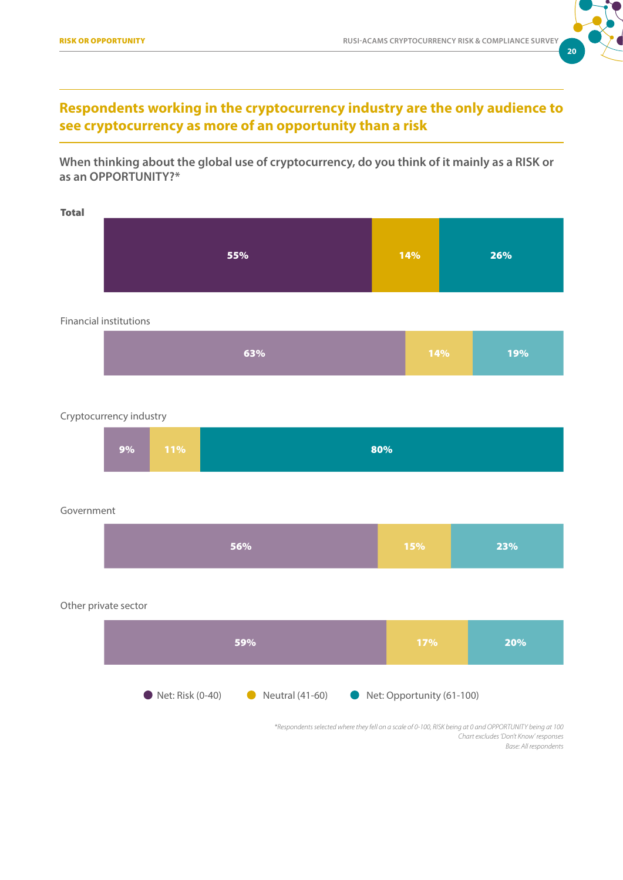## Respondents working in the cryptocurrency industry are the only audience to see cryptocurrency as more of an opportunity than a risk

**When thinking about the global use of cryptocurrency, do you think of it mainly as a RISK or as an OPPORTUNITY?***

| | Net: Risk (0-40) | Neutral (41-60) | Net: Opportunity (61-100) |
|---|---|---|---|
| **Total** | 55% | 14% | 26% |
| Financial institutions | 63% | 14% | 19% |
| Cryptocurrency industry | 9% | 11% | 80% |
| Government | 56% | 15% | 23% |
| Other private sector | 59% | 17% | 20% |

*\*Respondents selected where they fell on a scale of 0-100, RISK being at 0 and OPPORTUNITY being at 100*
*Chart excludes 'Don't Know' responses*
*Base: All respondents*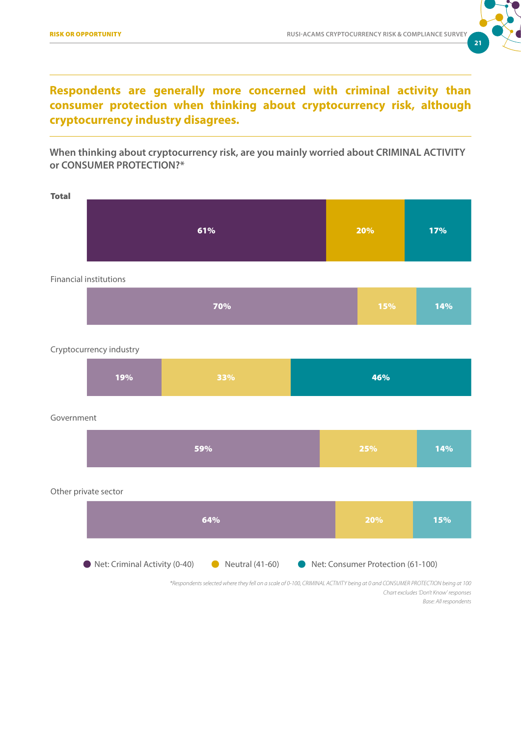## Respondents are generally more concerned with criminal activity than consumer protection when thinking about cryptocurrency risk, although cryptocurrency industry disagrees.

**When thinking about cryptocurrency risk, are you mainly worried about CRIMINAL ACTIVITY or CONSUMER PROTECTION?***

| | Net: Criminal Activity (0-40) | Neutral (41-60) | Net: Consumer Protection (61-100) |
|---|---|---|---|
| **Total** | 61% | 20% | 17% |
| Financial institutions | 70% | 15% | 14% |
| Cryptocurrency industry | 19% | 33% | 46% |
| Government | 59% | 25% | 14% |
| Other private sector | 64% | 20% | 15% |

*\*Respondents selected where they fell on a scale of 0-100, CRIMINAL ACTIVITY being at 0 and CONSUMER PROTECTION being at 100*

*Chart excludes 'Don't Know' responses*

*Base: All respondents*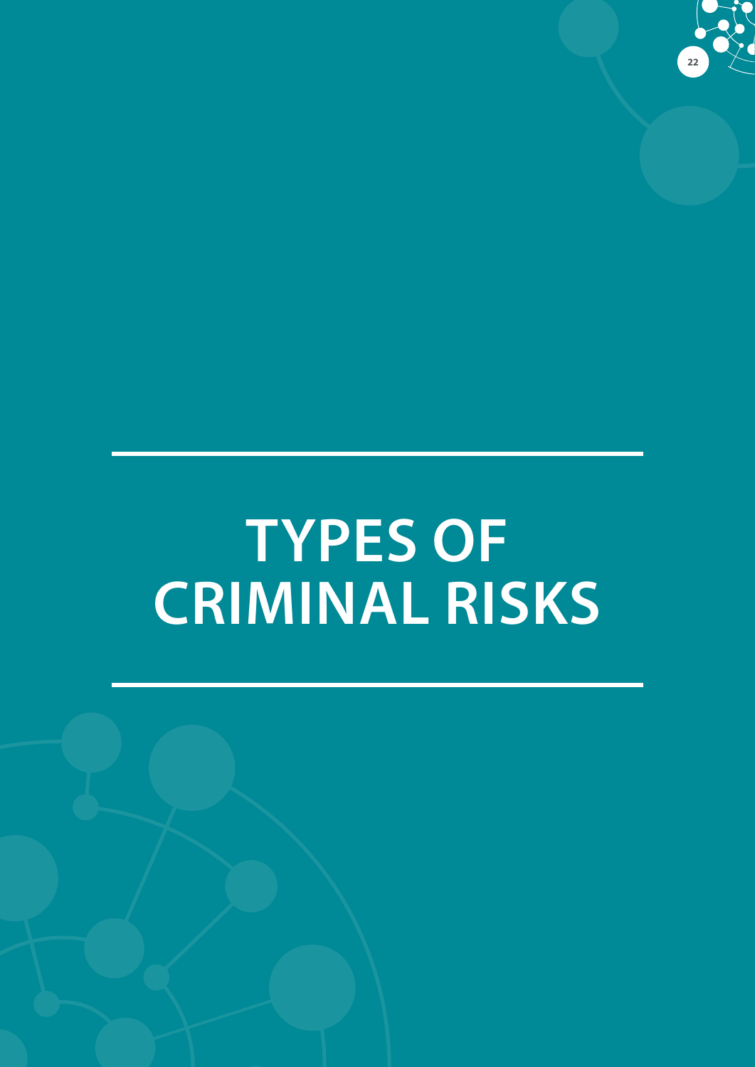# TYPES OF CRIMINAL RISKS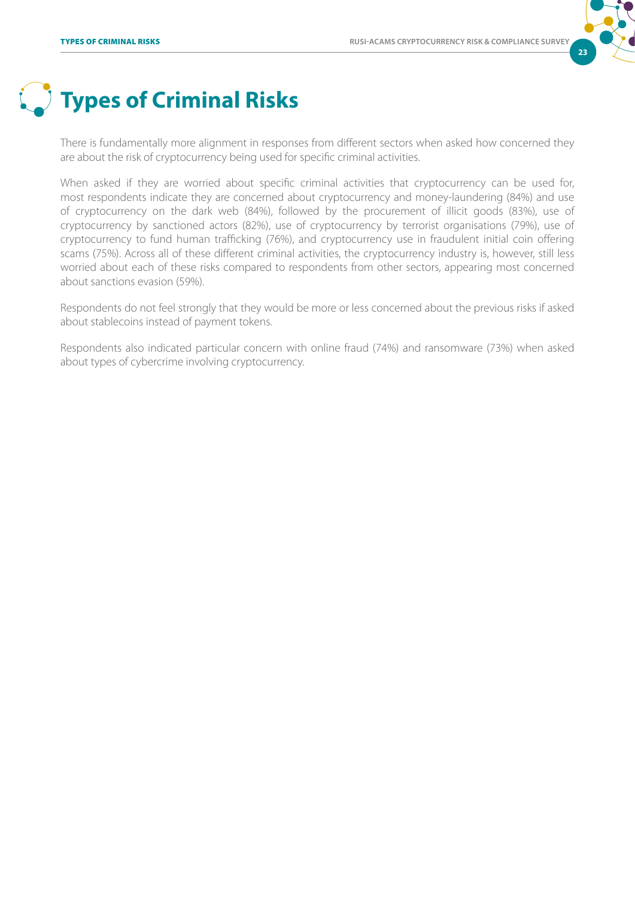# Types of Criminal Risks

There is fundamentally more alignment in responses from different sectors when asked how concerned they are about the risk of cryptocurrency being used for specific criminal activities.

When asked if they are worried about specific criminal activities that cryptocurrency can be used for, most respondents indicate they are concerned about cryptocurrency and money-laundering (84%) and use of cryptocurrency on the dark web (84%), followed by the procurement of illicit goods (83%), use of cryptocurrency by sanctioned actors (82%), use of cryptocurrency by terrorist organisations (79%), use of cryptocurrency to fund human trafficking (76%), and cryptocurrency use in fraudulent initial coin offering scams (75%). Across all of these different criminal activities, the cryptocurrency industry is, however, still less worried about each of these risks compared to respondents from other sectors, appearing most concerned about sanctions evasion (59%).

Respondents do not feel strongly that they would be more or less concerned about the previous risks if asked about stablecoins instead of payment tokens.

Respondents also indicated particular concern with online fraud (74%) and ransomware (73%) when asked about types of cybercrime involving cryptocurrency.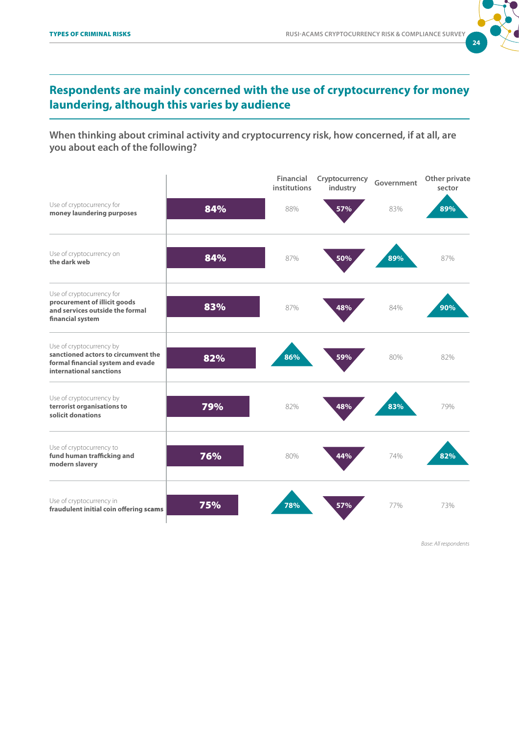## Respondents are mainly concerned with the use of cryptocurrency for money laundering, although this varies by audience

**When thinking about criminal activity and cryptocurrency risk, how concerned, if at all, are you about each of the following?**

| | Total | Financial institutions | Cryptocurrency industry | Government | Other private sector |
|---|---|---|---|---|---|
| Use of cryptocurrency for **money laundering purposes** | 84% | 88% | 57% | 83% | 89% |
| Use of cryptocurrency on **the dark web** | 84% | 87% | 50% | 89% | 87% |
| Use of cryptocurrency for **procurement of illicit goods and services outside the formal financial system** | 83% | 87% | 48% | 84% | 90% |
| Use of cryptocurrency by **sanctioned actors to circumvent the formal financial system and evade international sanctions** | 82% | 86% | 59% | 80% | 82% |
| Use of cryptocurrency by **terrorist organisations to solicit donations** | 79% | 82% | 48% | 83% | 79% |
| Use of cryptocurrency to **fund human trafficking and modern slavery** | 76% | 80% | 44% | 74% | 82% |
| Use of cryptocurrency in **fraudulent initial coin offering scams** | 75% | 78% | 57% | 77% | 73% |

*Base: All respondents*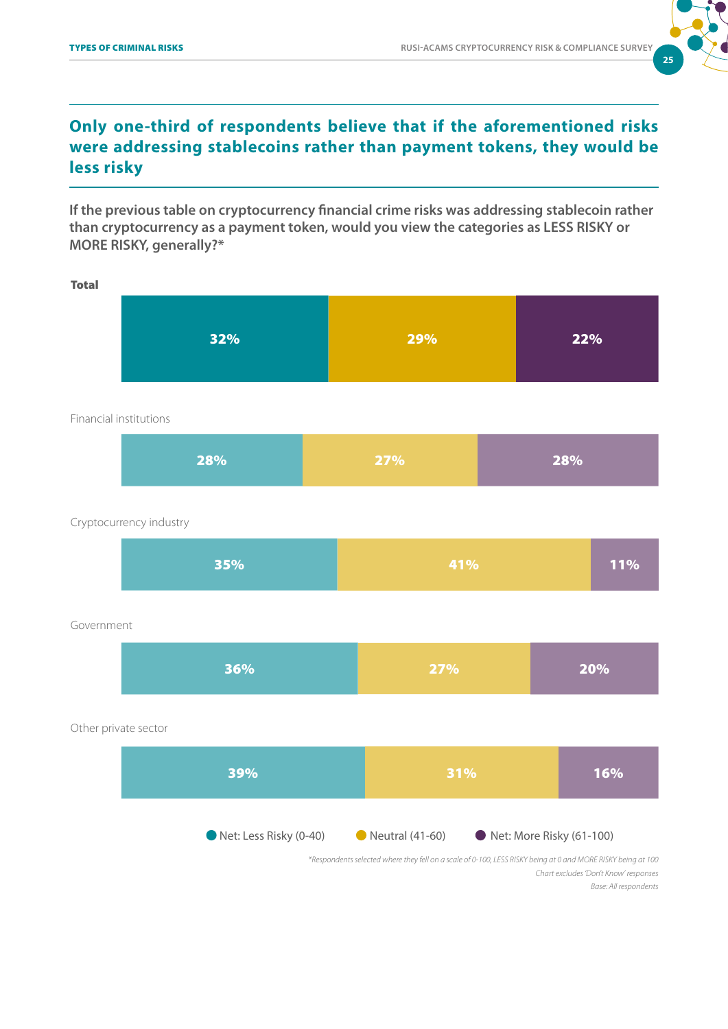## Only one-third of respondents believe that if the aforementioned risks were addressing stablecoins rather than payment tokens, they would be less risky

**If the previous table on cryptocurrency financial crime risks was addressing stablecoin rather than cryptocurrency as a payment token, would you view the categories as LESS RISKY or MORE RISKY, generally?***

| | Net: Less Risky (0-40) | Neutral (41-60) | Net: More Risky (61-100) |
|---|---|---|---|
| **Total** | 32% | 29% | 22% |
| Financial institutions | 28% | 27% | 28% |
| Cryptocurrency industry | 35% | 41% | 11% |
| Government | 36% | 27% | 20% |
| Other private sector | 39% | 31% | 16% |

*\*Respondents selected where they fell on a scale of 0-100, LESS RISKY being at 0 and MORE RISKY being at 100*

*Chart excludes 'Don't Know' responses*

*Base: All respondents*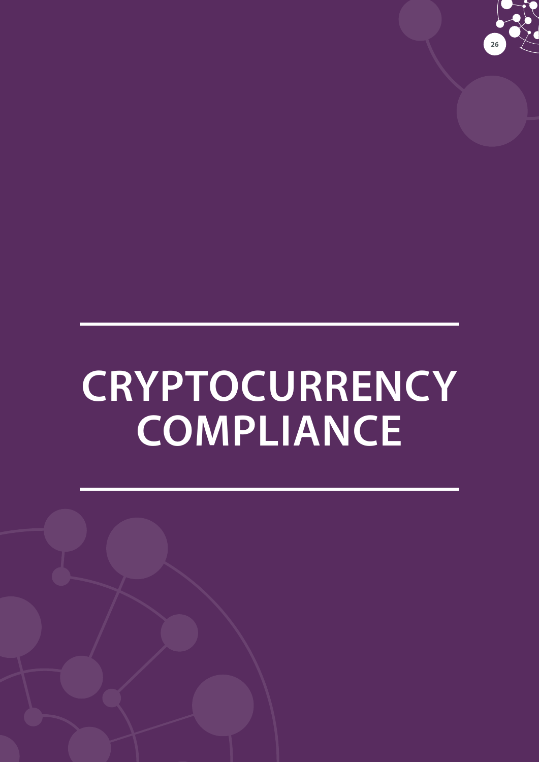# CRYPTOCURRENCY COMPLIANCE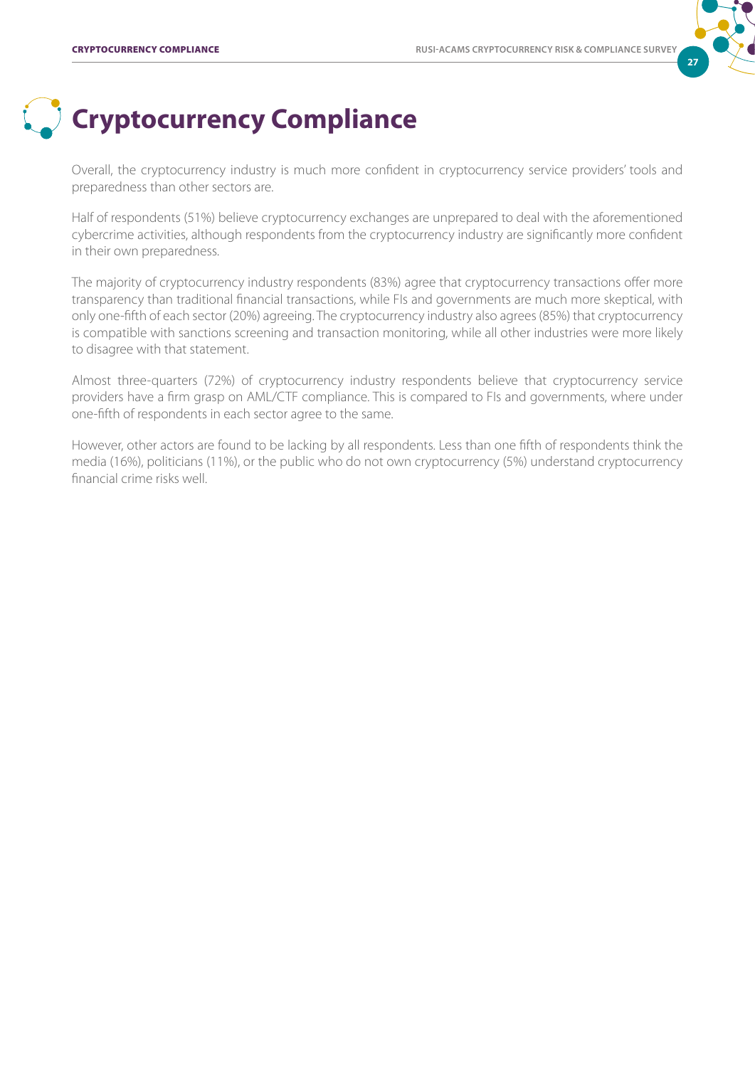# Cryptocurrency Compliance

Overall, the cryptocurrency industry is much more confident in cryptocurrency service providers' tools and preparedness than other sectors are.

Half of respondents (51%) believe cryptocurrency exchanges are unprepared to deal with the aforementioned cybercrime activities, although respondents from the cryptocurrency industry are significantly more confident in their own preparedness.

The majority of cryptocurrency industry respondents (83%) agree that cryptocurrency transactions offer more transparency than traditional financial transactions, while FIs and governments are much more skeptical, with only one-fifth of each sector (20%) agreeing. The cryptocurrency industry also agrees (85%) that cryptocurrency is compatible with sanctions screening and transaction monitoring, while all other industries were more likely to disagree with that statement.

Almost three-quarters (72%) of cryptocurrency industry respondents believe that cryptocurrency service providers have a firm grasp on AML/CTF compliance. This is compared to FIs and governments, where under one-fifth of respondents in each sector agree to the same.

However, other actors are found to be lacking by all respondents. Less than one fifth of respondents think the media (16%), politicians (11%), or the public who do not own cryptocurrency (5%) understand cryptocurrency financial crime risks well.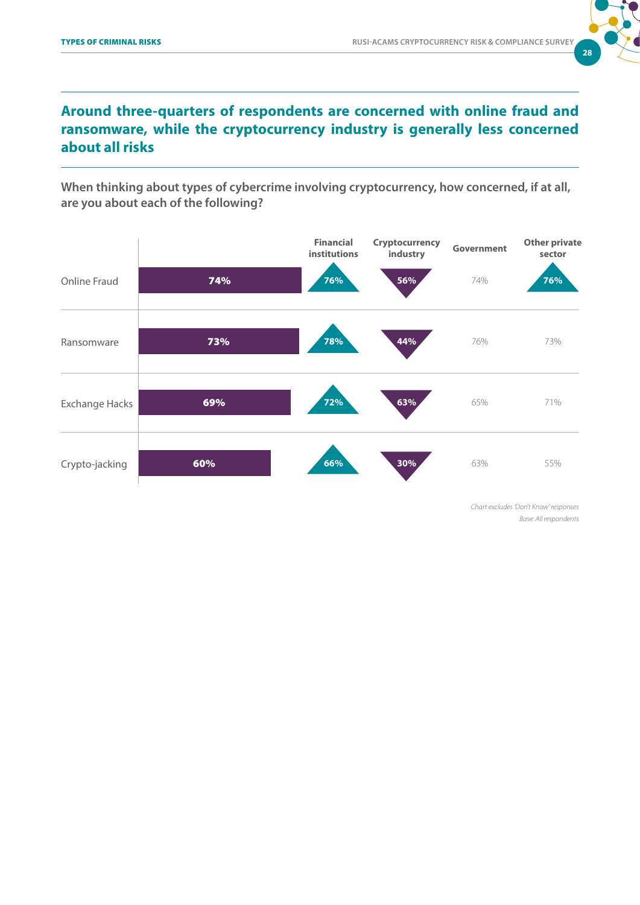## Around three-quarters of respondents are concerned with online fraud and ransomware, while the cryptocurrency industry is generally less concerned about all risks

**When thinking about types of cybercrime involving cryptocurrency, how concerned, if at all, are you about each of the following?**

| | All respondents | Financial institutions | Cryptocurrency industry | Government | Other private sector |
|---|---|---|---|---|---|
| Online Fraud | 74% | 76% | 56% | 74% | 76% |
| Ransomware | 73% | 78% | 44% | 76% | 73% |
| Exchange Hacks | 69% | 72% | 63% | 65% | 71% |
| Crypto-jacking | 60% | 66% | 30% | 63% | 55% |

*Chart excludes 'Don't Know' responses*

*Base: All respondents*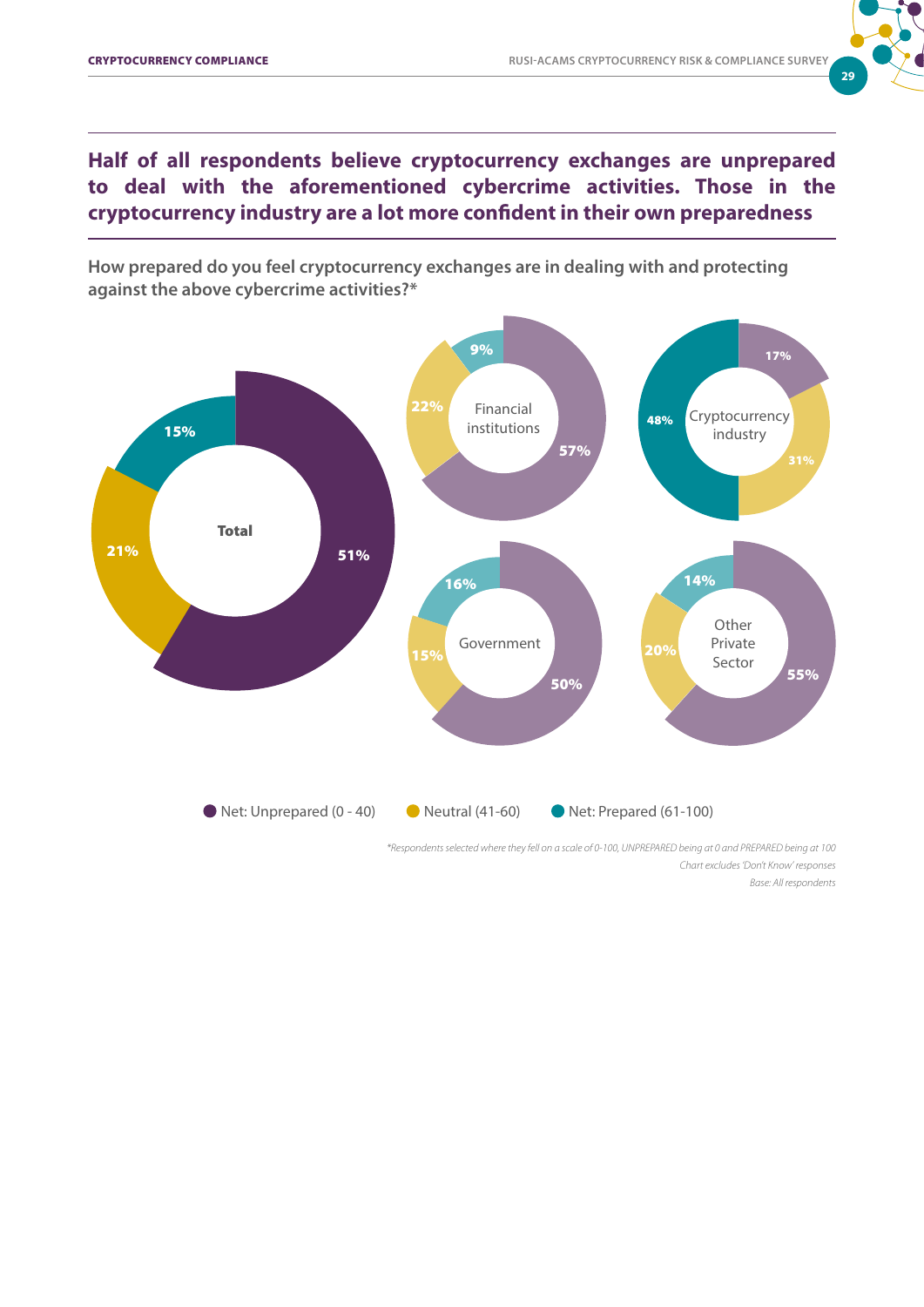## Half of all respondents believe cryptocurrency exchanges are unprepared to deal with the aforementioned cybercrime activities. Those in the cryptocurrency industry are a lot more confident in their own preparedness

**How prepared do you feel cryptocurrency exchanges are in dealing with and protecting against the above cybercrime activities?***

| | Net: Unprepared (0 - 40) | Neutral (41-60) | Net: Prepared (61-100) |
|---|---|---|---|
| Total | 51% | 21% | 15% |
| Financial institutions | 57% | 22% | 9% |
| Cryptocurrency industry | 17% | 31% | 48% |
| Government | 50% | 15% | 16% |
| Other Private Sector | 55% | 20% | 14% |

*\*Respondents selected where they fell on a scale of 0-100, UNPREPARED being at 0 and PREPARED being at 100*

*Chart excludes 'Don't Know' responses*

*Base: All respondents*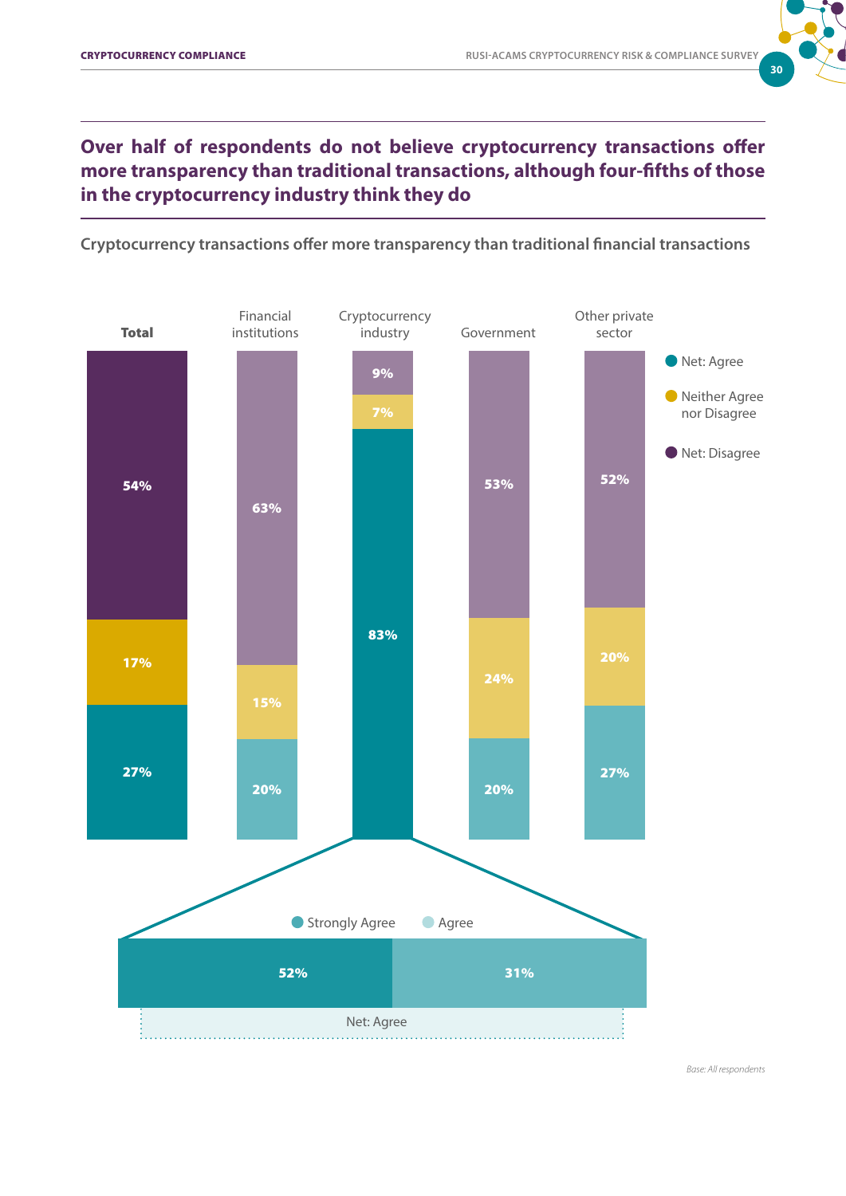## Over half of respondents do not believe cryptocurrency transactions offer more transparency than traditional transactions, although four-fifths of those in the cryptocurrency industry think they do

**Cryptocurrency transactions offer more transparency than traditional financial transactions**

| | Total | Financial institutions | Cryptocurrency industry | Government | Other private sector |
|---|---|---|---|---|---|
| Net: Disagree | 54% | 63% | 9% | 53% | 52% |
| Neither Agree nor Disagree | 17% | 15% | 7% | 24% | 20% |
| Net: Agree | 27% | 20% | 83% | 20% | 27% |

Cryptocurrency industry – Net: Agree

| Strongly Agree | Agree |
|---|---|
| 52% | 31% |

*Base: All respondents*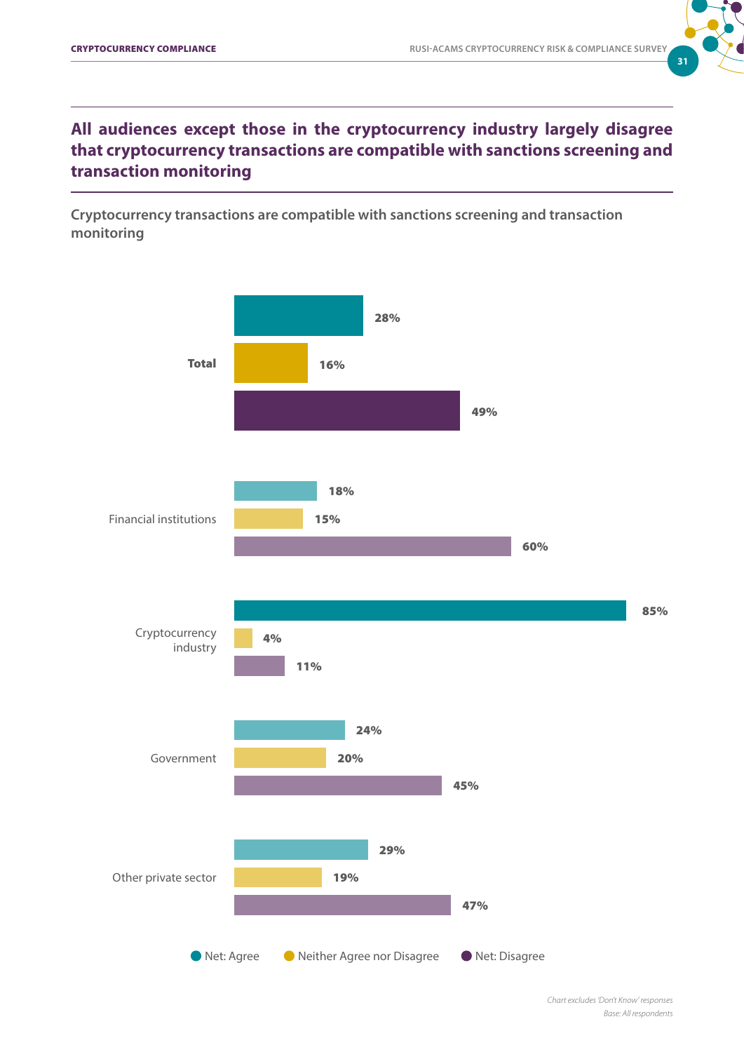## All audiences except those in the cryptocurrency industry largely disagree that cryptocurrency transactions are compatible with sanctions screening and transaction monitoring

**Cryptocurrency transactions are compatible with sanctions screening and transaction monitoring**

| | Net: Agree | Neither Agree nor Disagree | Net: Disagree |
|---|---|---|---|
| **Total** | 28% | 16% | 49% |
| Financial institutions | 18% | 15% | 60% |
| Cryptocurrency industry | 85% | 4% | 11% |
| Government | 24% | 20% | 45% |
| Other private sector | 29% | 19% | 47% |

*Chart excludes 'Don't Know' responses*

*Base: All respondents*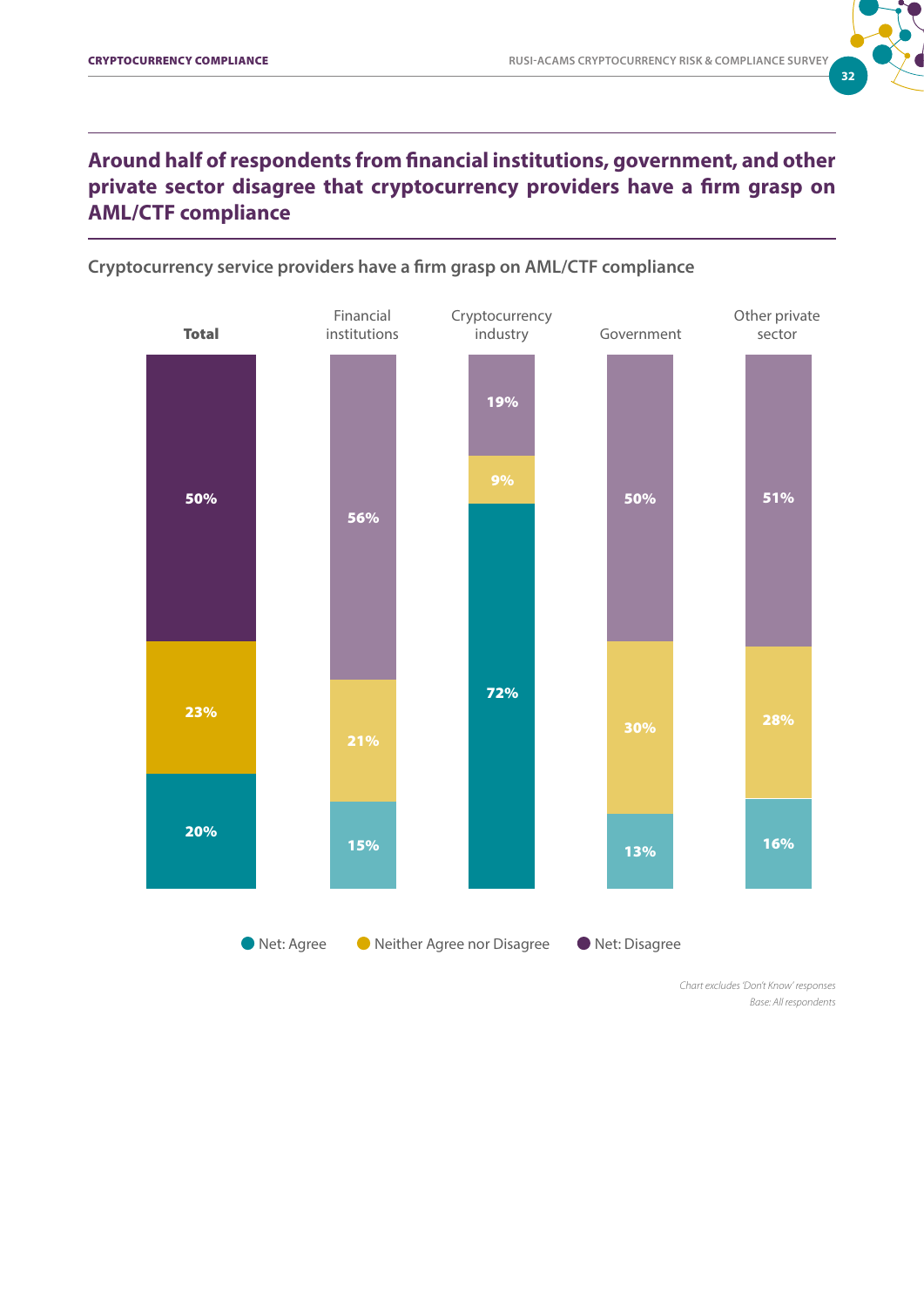## Around half of respondents from financial institutions, government, and other private sector disagree that cryptocurrency providers have a firm grasp on AML/CTF compliance

Cryptocurrency service providers have a firm grasp on AML/CTF compliance

| | Total | Financial institutions | Cryptocurrency industry | Government | Other private sector |
|---|---|---|---|---|---|
| Net: Disagree | 50% | 56% | 19% | 50% | 51% |
| Neither Agree nor Disagree | 23% | 21% | 9% | 30% | 28% |
| Net: Agree | 20% | 15% | 72% | 13% | 16% |

*Chart excludes 'Don't Know' responses*
*Base: All respondents*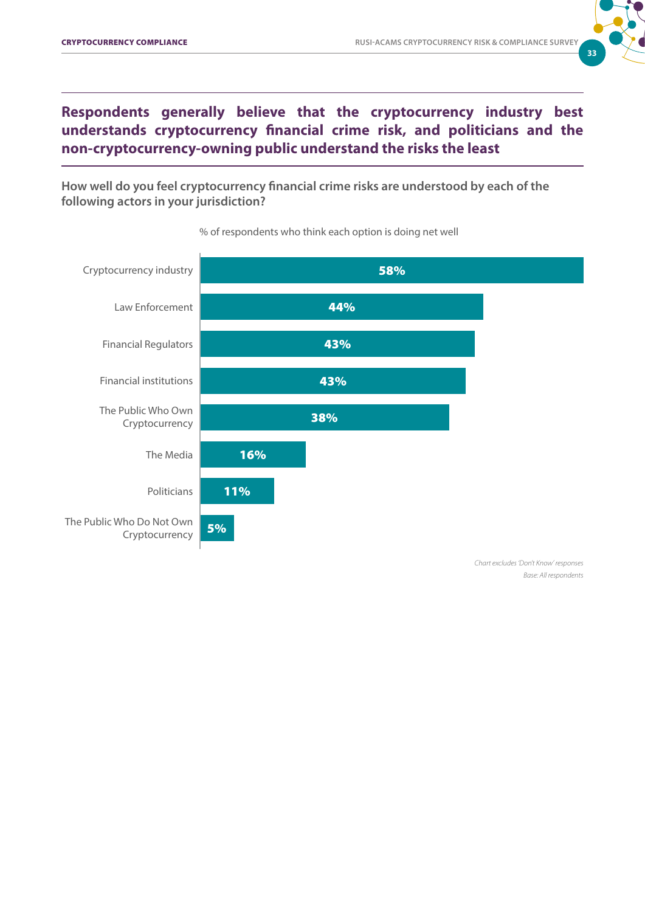## Respondents generally believe that the cryptocurrency industry best understands cryptocurrency financial crime risk, and politicians and the non-cryptocurrency-owning public understand the risks the least

**How well do you feel cryptocurrency financial crime risks are understood by each of the following actors in your jurisdiction?**

% of respondents who think each option is doing net well

| Actor | % |
|---|---|
| Cryptocurrency industry | 58% |
| Law Enforcement | 44% |
| Financial Regulators | 43% |
| Financial institutions | 43% |
| The Public Who Own Cryptocurrency | 38% |
| The Media | 16% |
| Politicians | 11% |
| The Public Who Do Not Own Cryptocurrency | 5% |

*Chart excludes 'Don't Know' responses*

*Base: All respondents*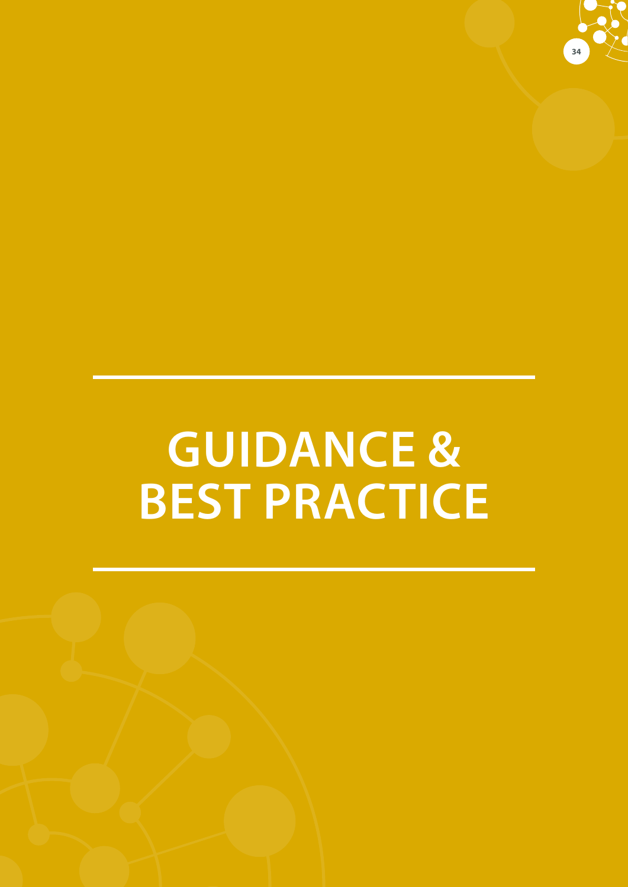# GUIDANCE & BEST PRACTICE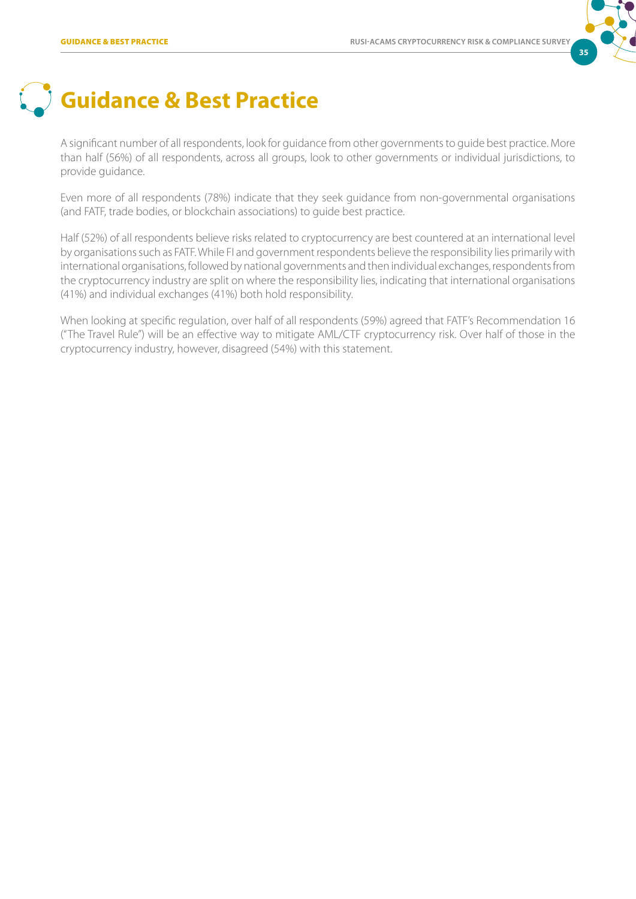# Guidance & Best Practice

A significant number of all respondents, look for guidance from other governments to guide best practice. More than half (56%) of all respondents, across all groups, look to other governments or individual jurisdictions, to provide guidance.

Even more of all respondents (78%) indicate that they seek guidance from non-governmental organisations (and FATF, trade bodies, or blockchain associations) to guide best practice.

Half (52%) of all respondents believe risks related to cryptocurrency are best countered at an international level by organisations such as FATF. While FI and government respondents believe the responsibility lies primarily with international organisations, followed by national governments and then individual exchanges, respondents from the cryptocurrency industry are split on where the responsibility lies, indicating that international organisations (41%) and individual exchanges (41%) both hold responsibility.

When looking at specific regulation, over half of all respondents (59%) agreed that FATF's Recommendation 16 ("The Travel Rule") will be an effective way to mitigate AML/CTF cryptocurrency risk. Over half of those in the cryptocurrency industry, however, disagreed (54%) with this statement.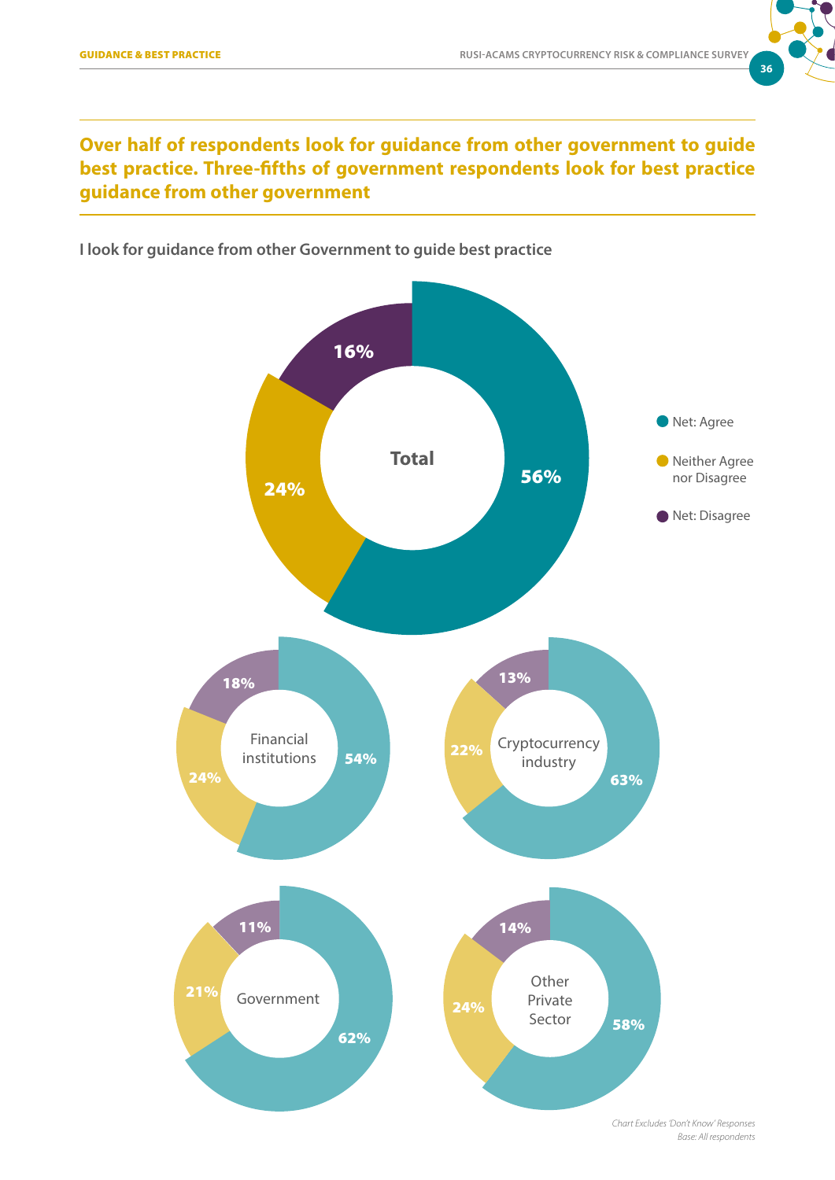## Over half of respondents look for guidance from other government to guide best practice. Three-fifths of government respondents look for best practice guidance from other government

**I look for guidance from other Government to guide best practice**

| | Net: Agree | Neither Agree nor Disagree | Net: Disagree |
|---|---|---|---|
| Total | 56% | 24% | 16% |
| Financial institutions | 54% | 24% | 18% |
| Cryptocurrency industry | 63% | 22% | 13% |
| Government | 62% | 21% | 11% |
| Other Private Sector | 58% | 24% | 14% |

*Chart Excludes 'Don't Know' Responses*
*Base: All respondents*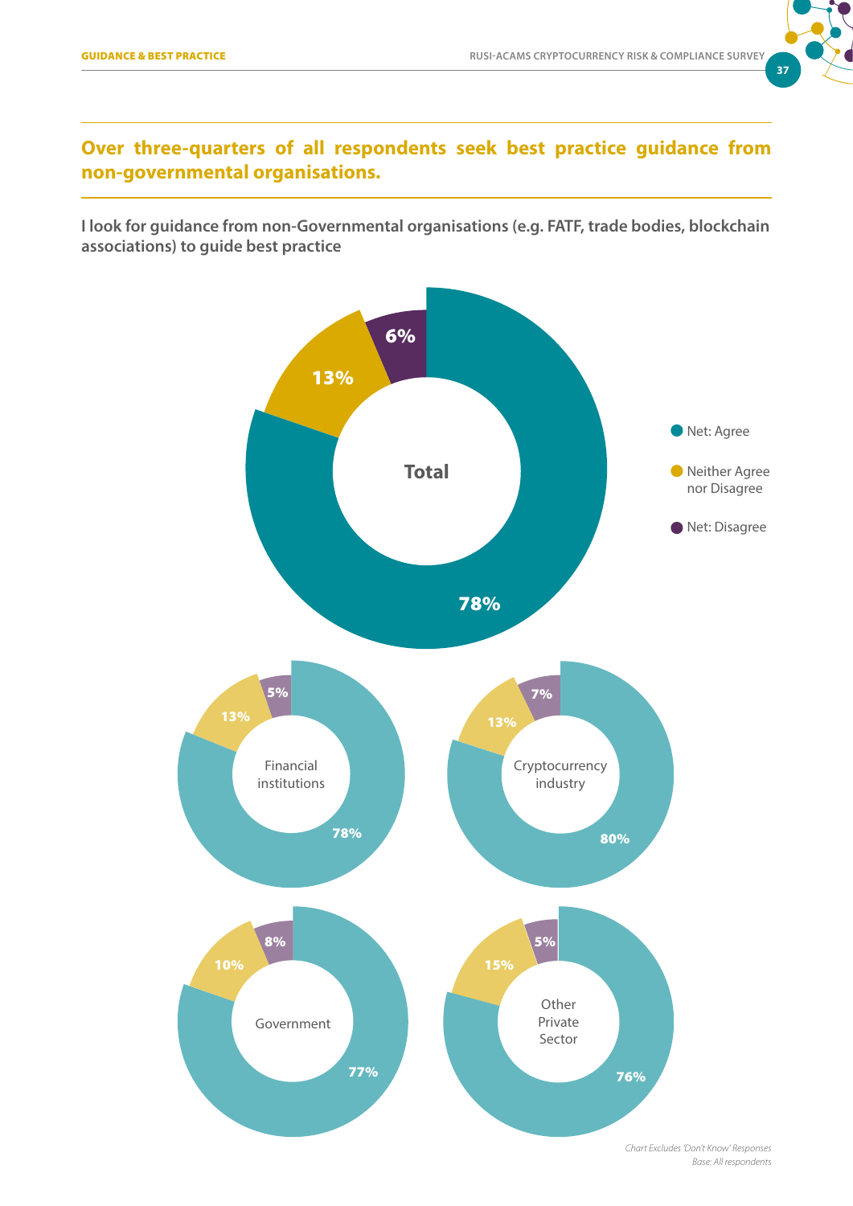## Over three-quarters of all respondents seek best practice guidance from non-governmental organisations.

**I look for guidance from non-Governmental organisations (e.g. FATF, trade bodies, blockchain associations) to guide best practice**

| | Net: Agree | Neither Agree nor Disagree | Net: Disagree |
|---|---|---|---|
| Total | 78% | 13% | 6% |
| Financial institutions | 78% | 13% | 5% |
| Cryptocurrency industry | 80% | 13% | 7% |
| Government | 77% | 10% | 8% |
| Other Private Sector | 76% | 15% | 5% |

*Chart Excludes 'Don't Know' Responses*
*Base: All respondents*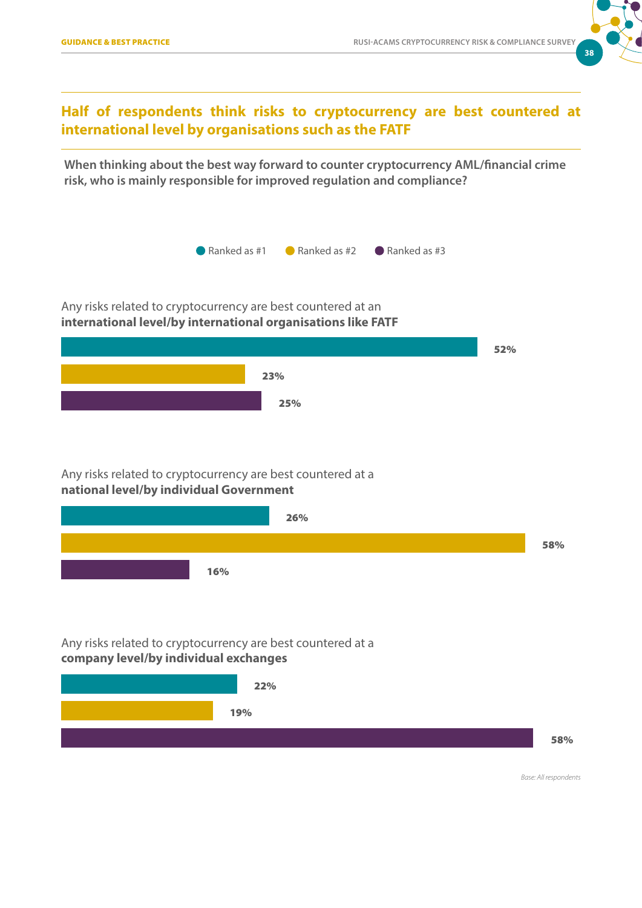## Half of respondents think risks to cryptocurrency are best countered at international level by organisations such as the FATF

**When thinking about the best way forward to counter cryptocurrency AML/financial crime risk, who is mainly responsible for improved regulation and compliance?**

| | Ranked as #1 | Ranked as #2 | Ranked as #3 |
|---|---|---|---|
| Any risks related to cryptocurrency are best countered at an **international level/by international organisations like FATF** | 52% | 23% | 25% |
| Any risks related to cryptocurrency are best countered at a **national level/by individual Government** | 26% | 58% | 16% |
| Any risks related to cryptocurrency are best countered at a **company level/by individual exchanges** | 22% | 19% | 58% |

*Base: All respondents*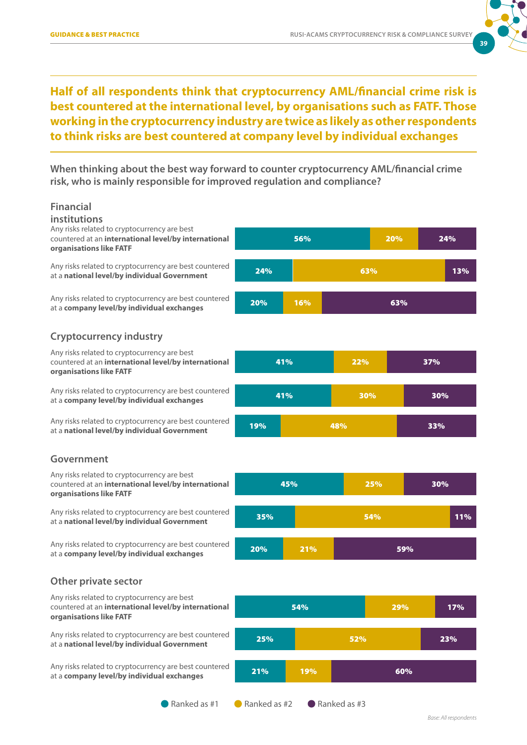## Half of all respondents think that cryptocurrency AML/financial crime risk is best countered at the international level, by organisations such as FATF. Those working in the cryptocurrency industry are twice as likely as other respondents to think risks are best countered at company level by individual exchanges

**When thinking about the best way forward to counter cryptocurrency AML/financial crime risk, who is mainly responsible for improved regulation and compliance?**

### Financial institutions

| Statement | Ranked as #1 | Ranked as #2 | Ranked as #3 |
|---|---|---|---|
| Any risks related to cryptocurrency are best countered at an **international level/by international organisations like FATF** | 56% | 20% | 24% |
| Any risks related to cryptocurrency are best countered at a **national level/by individual Government** | 24% | 63% | 13% |
| Any risks related to cryptocurrency are best countered at a **company level/by individual exchanges** | 20% | 16% | 63% |

### Cryptocurrency industry

| Statement | Ranked as #1 | Ranked as #2 | Ranked as #3 |
|---|---|---|---|
| Any risks related to cryptocurrency are best countered at an **international level/by international organisations like FATF** | 41% | 22% | 37% |
| Any risks related to cryptocurrency are best countered at a **company level/by individual exchanges** | 41% | 30% | 30% |
| Any risks related to cryptocurrency are best countered at a **national level/by individual Government** | 19% | 48% | 33% |

### Government

| Statement | Ranked as #1 | Ranked as #2 | Ranked as #3 |
|---|---|---|---|
| Any risks related to cryptocurrency are best countered at an **international level/by international organisations like FATF** | 45% | 25% | 30% |
| Any risks related to cryptocurrency are best countered at a **national level/by individual Government** | 35% | 54% | 11% |
| Any risks related to cryptocurrency are best countered at a **company level/by individual exchanges** | 20% | 21% | 59% |

### Other private sector

| Statement | Ranked as #1 | Ranked as #2 | Ranked as #3 |
|---|---|---|---|
| Any risks related to cryptocurrency are best countered at an **international level/by international organisations like FATF** | 54% | 29% | 17% |
| Any risks related to cryptocurrency are best countered at a **national level/by individual Government** | 25% | 52% | 23% |
| Any risks related to cryptocurrency are best countered at a **company level/by individual exchanges** | 21% | 19% | 60% |

*Base: All respondents*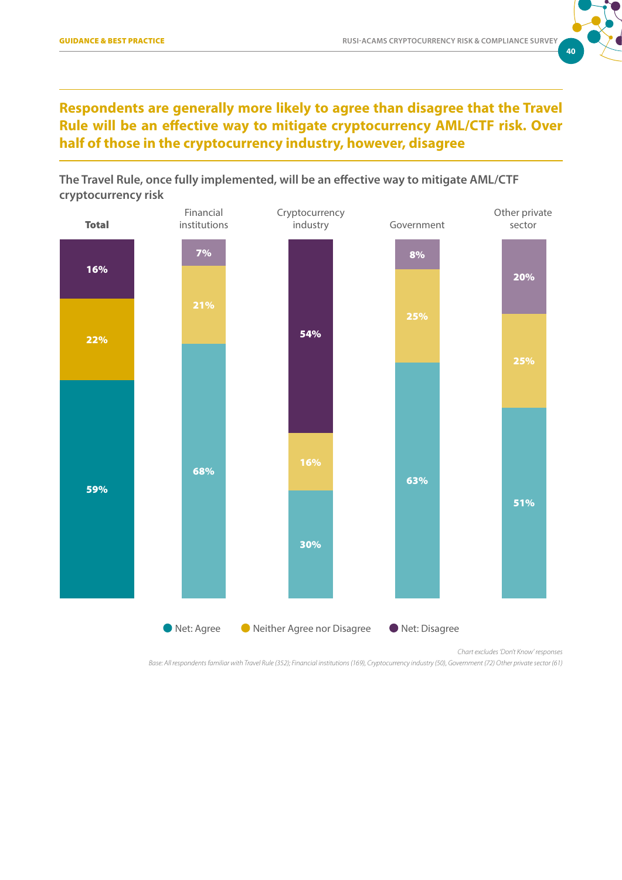## Respondents are generally more likely to agree than disagree that the Travel Rule will be an effective way to mitigate cryptocurrency AML/CTF risk. Over half of those in the cryptocurrency industry, however, disagree

**The Travel Rule, once fully implemented, will be an effective way to mitigate AML/CTF cryptocurrency risk**

| | Total | Financial institutions | Cryptocurrency industry | Government | Other private sector |
|---|---|---|---|---|---|
| Net: Agree | 59% | 68% | 30% | 63% | 51% |
| Neither Agree nor Disagree | 22% | 21% | 16% | 25% | 25% |
| Net: Disagree | 16% | 7% | 54% | 8% | 20% |

*Chart excludes 'Don't Know' responses*

*Base: All respondents familiar with Travel Rule (352); Financial institutions (169), Cryptocurrency industry (50), Government (72) Other private sector (61)*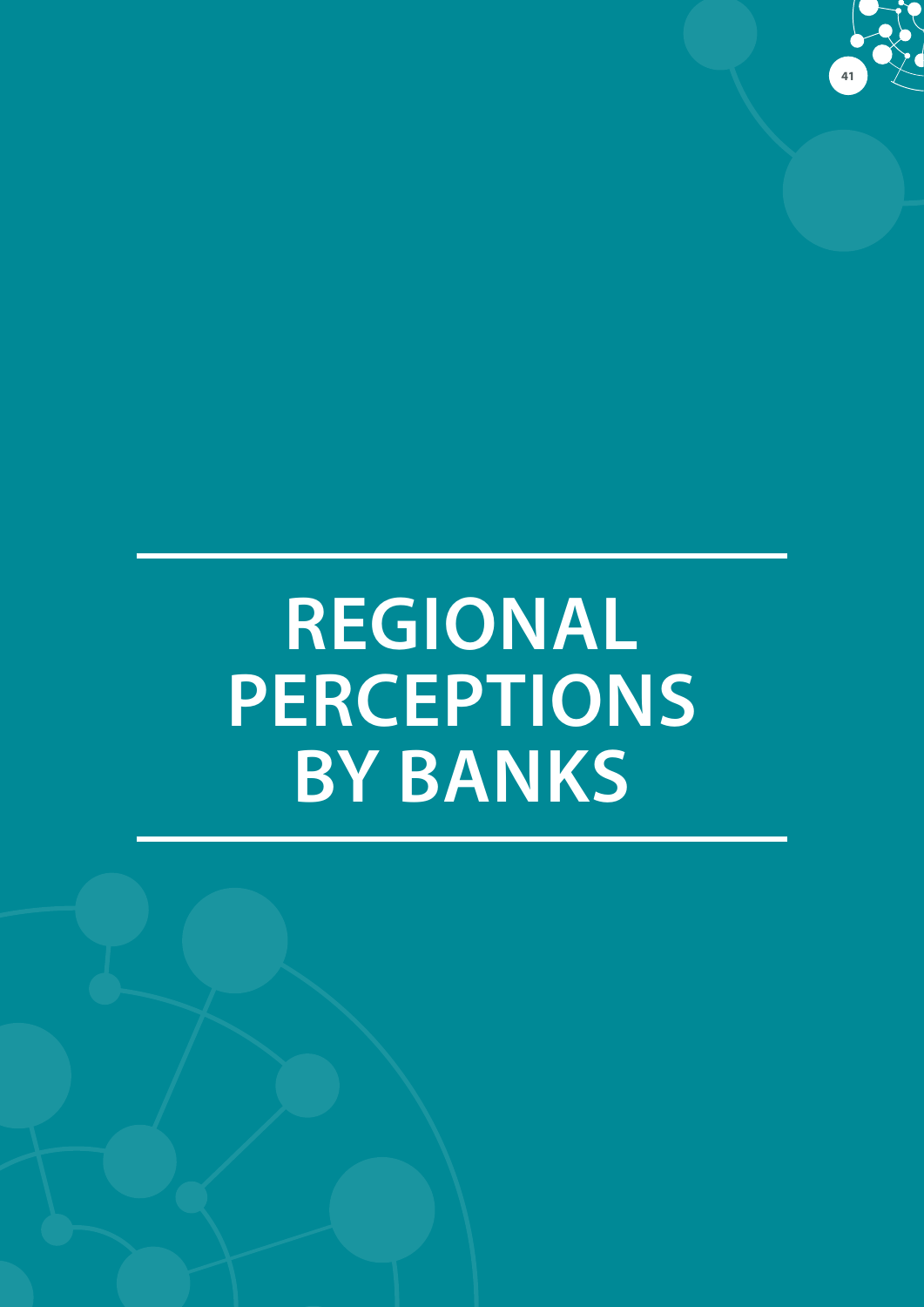# REGIONAL PERCEPTIONS BY BANKS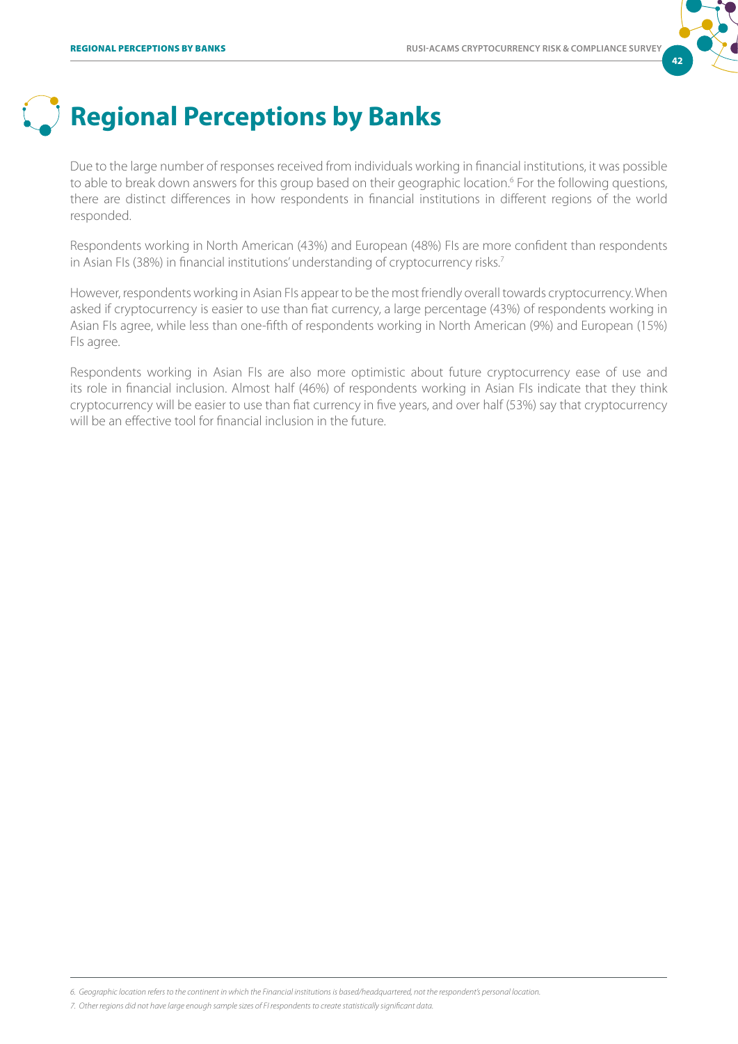# Regional Perceptions by Banks

Due to the large number of responses received from individuals working in financial institutions, it was possible to able to break down answers for this group based on their geographic location.[6] For the following questions, there are distinct differences in how respondents in financial institutions in different regions of the world responded.

Respondents working in North American (43%) and European (48%) FIs are more confident than respondents in Asian FIs (38%) in financial institutions' understanding of cryptocurrency risks.[7]

However, respondents working in Asian FIs appear to be the most friendly overall towards cryptocurrency. When asked if cryptocurrency is easier to use than fiat currency, a large percentage (43%) of respondents working in Asian FIs agree, while less than one-fifth of respondents working in North American (9%) and European (15%) FIs agree.

Respondents working in Asian FIs are also more optimistic about future cryptocurrency ease of use and its role in financial inclusion. Almost half (46%) of respondents working in Asian FIs indicate that they think cryptocurrency will be easier to use than fiat currency in five years, and over half (53%) say that cryptocurrency will be an effective tool for financial inclusion in the future.

---

*6. Geographic location refers to the continent in which the Financial institutions is based/headquartered, not the respondent's personal location.*

*7. Other regions did not have large enough sample sizes of FI respondents to create statistically significant data.*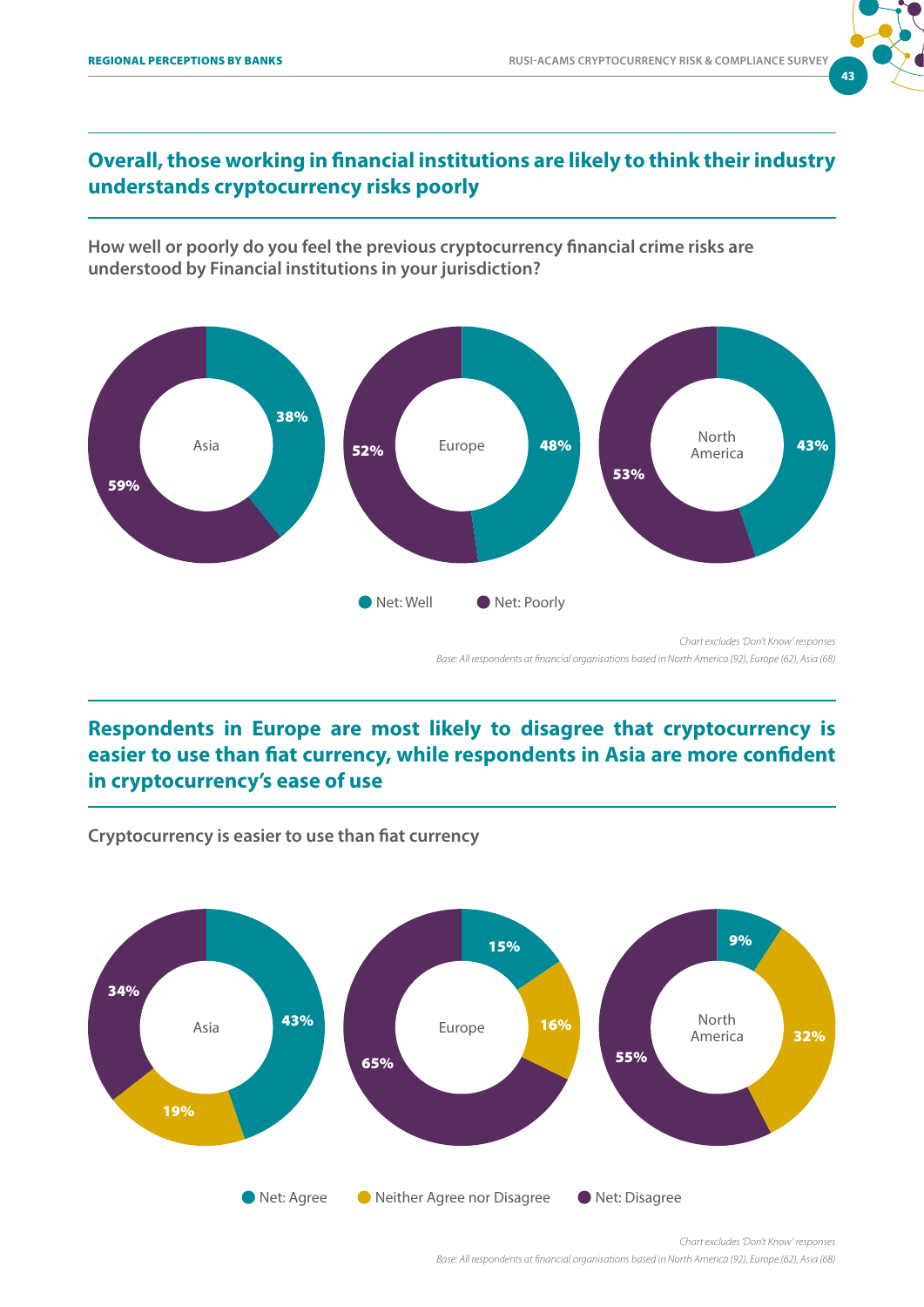## Overall, those working in financial institutions are likely to think their industry understands cryptocurrency risks poorly

**How well or poorly do you feel the previous cryptocurrency financial crime risks are understood by Financial institutions in your jurisdiction?**

| Region | Net: Well | Net: Poorly |
|---|---|---|
| Asia | 38% | 59% |
| Europe | 48% | 52% |
| North America | 43% | 53% |

*Chart excludes 'Don't Know' responses*

*Base: All respondents at financial organisations based in North America (92), Europe (62), Asia (68)*

## Respondents in Europe are most likely to disagree that cryptocurrency is easier to use than fiat currency, while respondents in Asia are more confident in cryptocurrency's ease of use

**Cryptocurrency is easier to use than fiat currency**

| Region | Net: Agree | Neither Agree nor Disagree | Net: Disagree |
|---|---|---|---|
| Asia | 43% | 19% | 34% |
| Europe | 15% | 16% | 65% |
| North America | 9% | 32% | 55% |

*Chart excludes 'Don't Know' responses*

*Base: All respondents at financial organisations based in North America (92), Europe (62), Asia (68)*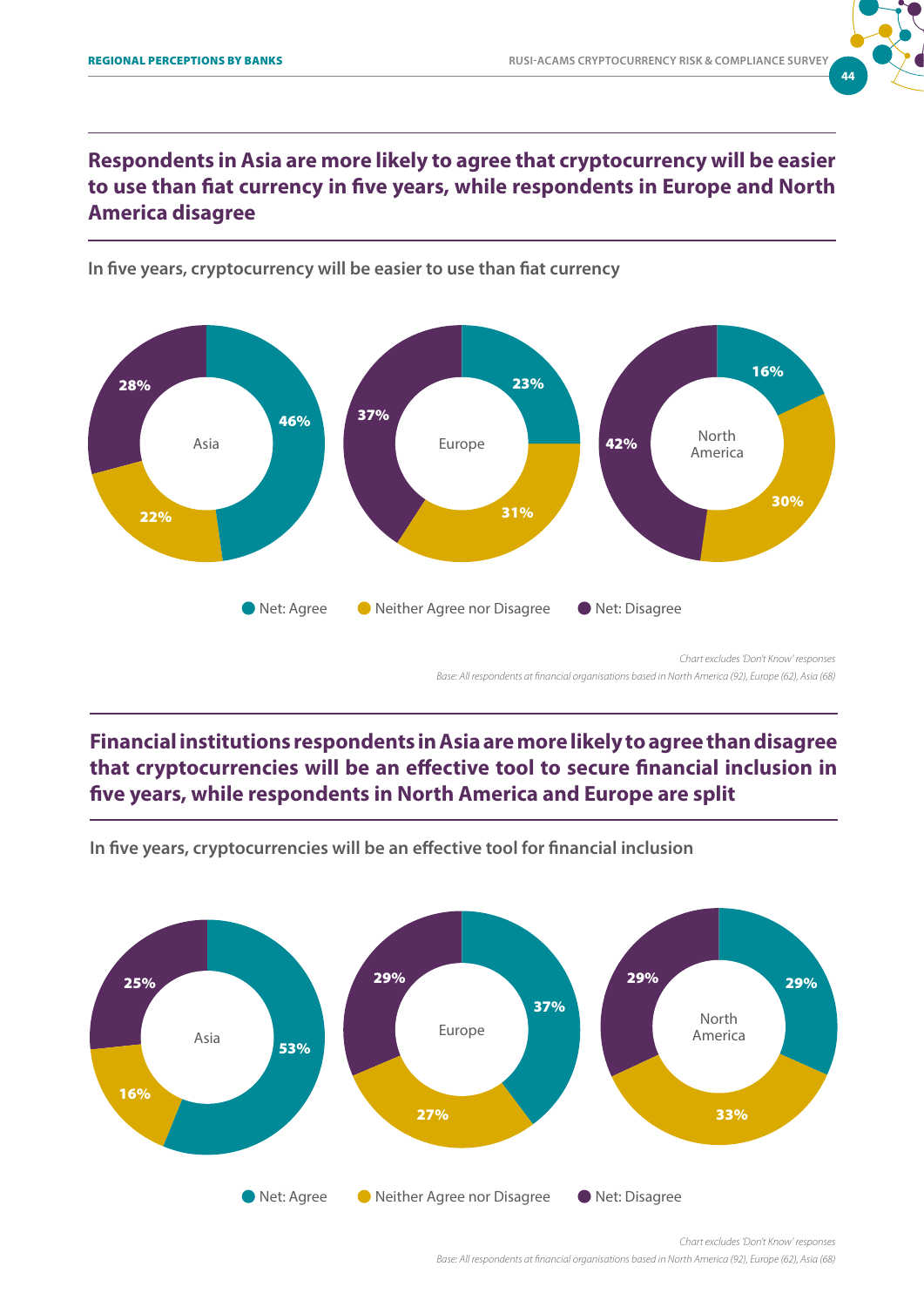## Respondents in Asia are more likely to agree that cryptocurrency will be easier to use than fiat currency in five years, while respondents in Europe and North America disagree

**In five years, cryptocurrency will be easier to use than fiat currency**

| | Net: Agree | Neither Agree nor Disagree | Net: Disagree |
|---|---|---|---|
| Asia | 46% | 22% | 28% |
| Europe | 23% | 31% | 37% |
| North America | 16% | 30% | 42% |

*Chart excludes 'Don't Know' responses*

*Base: All respondents at financial organisations based in North America (92), Europe (62), Asia (68)*

## Financial institutions respondents in Asia are more likely to agree than disagree that cryptocurrencies will be an effective tool to secure financial inclusion in five years, while respondents in North America and Europe are split

**In five years, cryptocurrencies will be an effective tool for financial inclusion**

| | Net: Agree | Neither Agree nor Disagree | Net: Disagree |
|---|---|---|---|
| Asia | 53% | 16% | 25% |
| Europe | 37% | 27% | 29% |
| North America | 29% | 33% | 29% |

*Chart excludes 'Don't Know' responses*

*Base: All respondents at financial organisations based in North America (92), Europe (62), Asia (68)*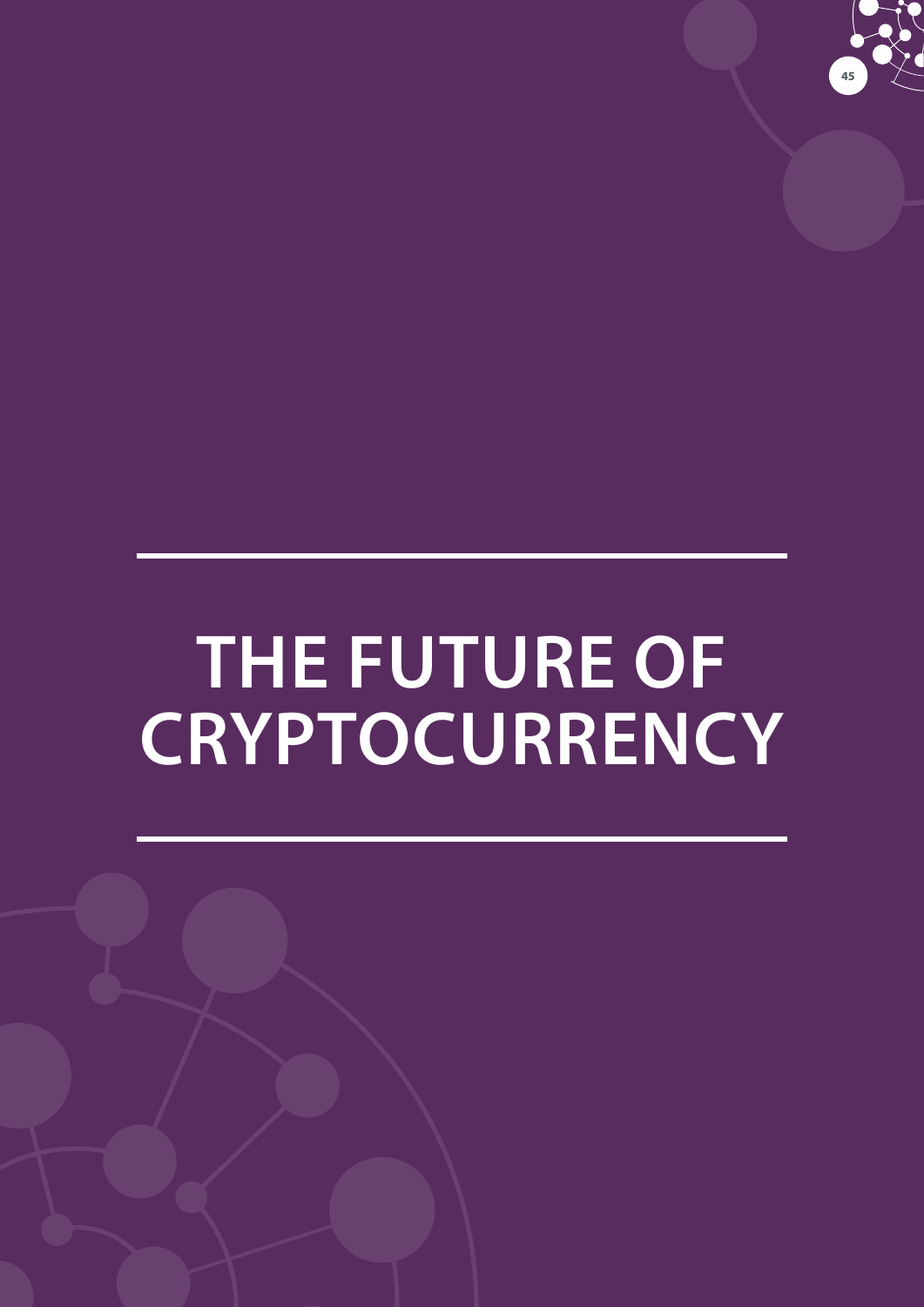# THE FUTURE OF CRYPTOCURRENCY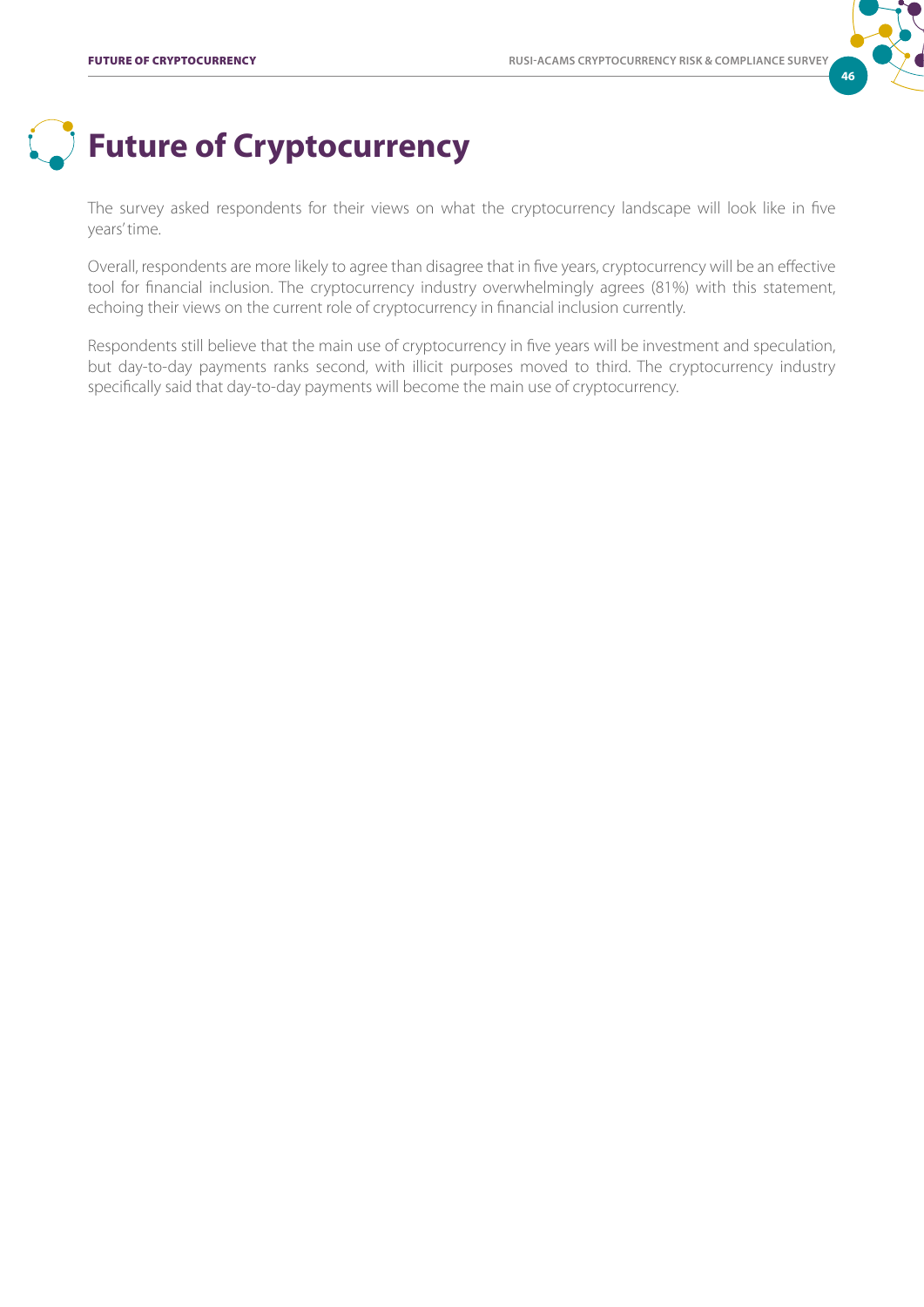# Future of Cryptocurrency

The survey asked respondents for their views on what the cryptocurrency landscape will look like in five years' time.

Overall, respondents are more likely to agree than disagree that in five years, cryptocurrency will be an effective tool for financial inclusion. The cryptocurrency industry overwhelmingly agrees (81%) with this statement, echoing their views on the current role of cryptocurrency in financial inclusion currently.

Respondents still believe that the main use of cryptocurrency in five years will be investment and speculation, but day-to-day payments ranks second, with illicit purposes moved to third. The cryptocurrency industry specifically said that day-to-day payments will become the main use of cryptocurrency.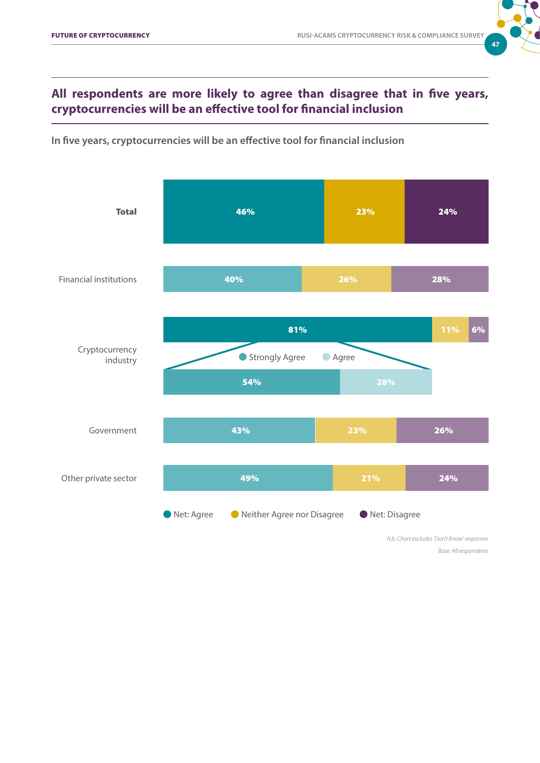## All respondents are more likely to agree than disagree that in five years, cryptocurrencies will be an effective tool for financial inclusion

**In five years, cryptocurrencies will be an effective tool for financial inclusion**

| | Net: Agree | Neither Agree nor Disagree | Net: Disagree |
|---|---|---|---|
| **Total** | 46% | 23% | 24% |
| Financial institutions | 40% | 26% | 28% |
| Cryptocurrency industry | 81% (Strongly Agree 54%, Agree 28%) | 11% | 6% |
| Government | 43% | 23% | 26% |
| Other private sector | 49% | 21% | 24% |

*N.b. Chart excludes 'Don't Know' responses*

*Base: All respondents*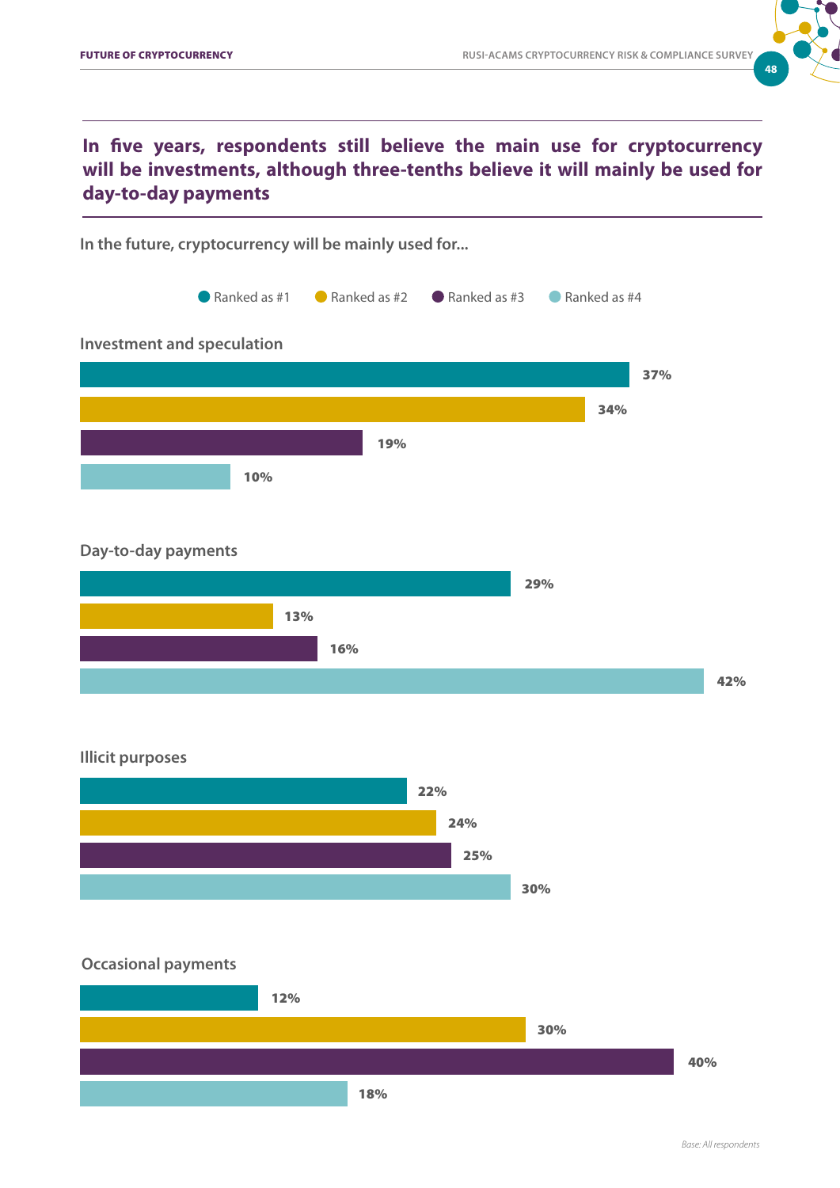## In five years, respondents still believe the main use for cryptocurrency will be investments, although three-tenths believe it will mainly be used for day-to-day payments

**In the future, cryptocurrency will be mainly used for...**

| | Ranked as #1 | Ranked as #2 | Ranked as #3 | Ranked as #4 |
|---|---|---|---|---|
| Investment and speculation | 37% | 34% | 19% | 10% |
| Day-to-day payments | 29% | 13% | 16% | 42% |
| Illicit purposes | 22% | 24% | 25% | 30% |
| Occasional payments | 12% | 30% | 40% | 18% |

*Base: All respondents*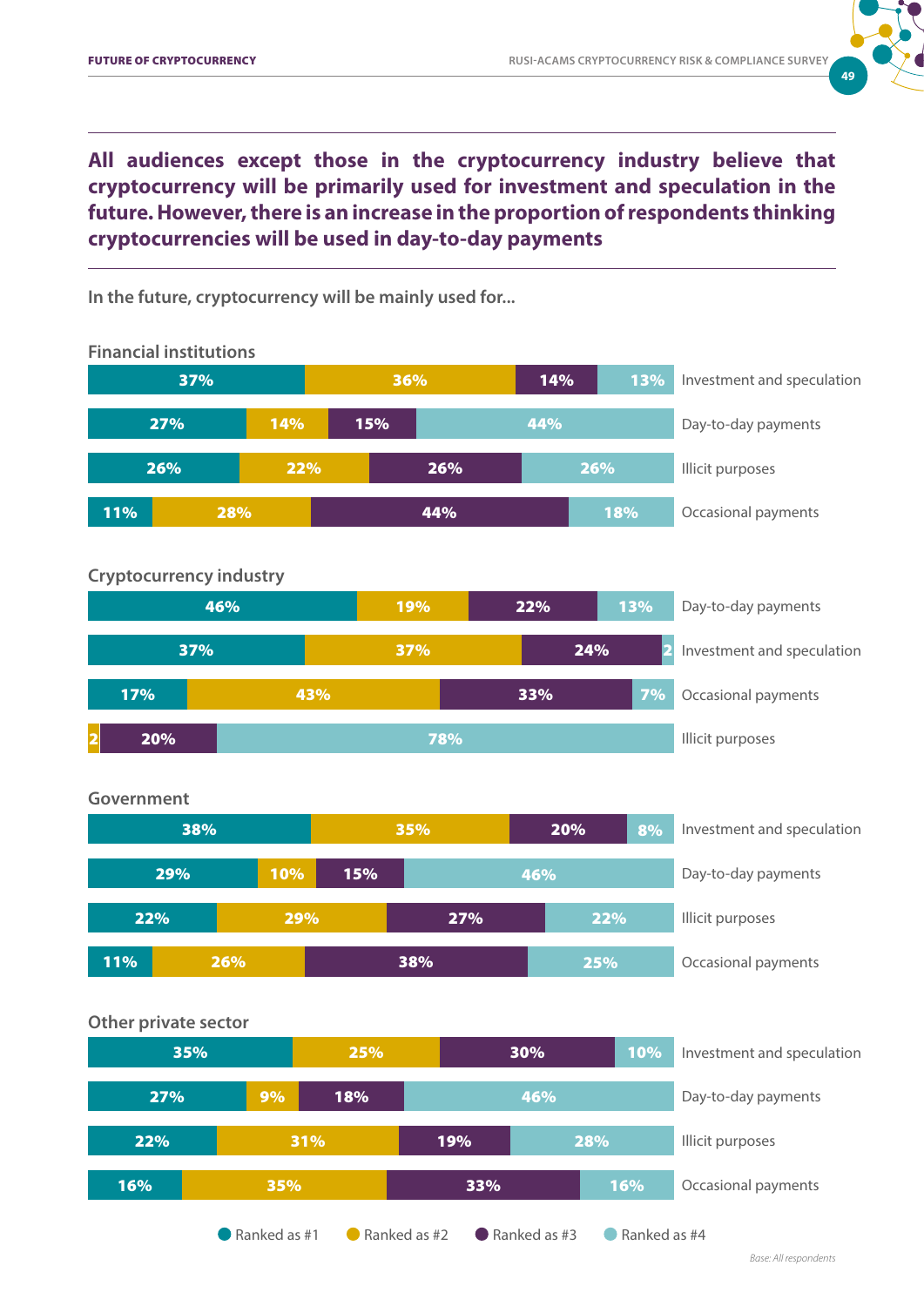## All audiences except those in the cryptocurrency industry believe that cryptocurrency will be primarily used for investment and speculation in the future. However, there is an increase in the proportion of respondents thinking cryptocurrencies will be used in day-to-day payments

In the future, cryptocurrency will be mainly used for...

**Financial institutions**

| | Ranked as #1 | Ranked as #2 | Ranked as #3 | Ranked as #4 |
|---|---|---|---|---|
| Investment and speculation | 37% | 36% | 14% | 13% |
| Day-to-day payments | 27% | 14% | 15% | 44% |
| Illicit purposes | 26% | 22% | 26% | 26% |
| Occasional payments | 11% | 28% | 44% | 18% |

**Cryptocurrency industry**

| | Ranked as #1 | Ranked as #2 | Ranked as #3 | Ranked as #4 |
|---|---|---|---|---|
| Day-to-day payments | 46% | 19% | 22% | 13% |
| Investment and speculation | 37% | 37% | 24% | 2 |
| Occasional payments | 17% | 43% | 33% | 7% |
| Illicit purposes | | 2 | 20% | 78% |

**Government**

| | Ranked as #1 | Ranked as #2 | Ranked as #3 | Ranked as #4 |
|---|---|---|---|---|
| Investment and speculation | 38% | 35% | 20% | 8% |
| Day-to-day payments | 29% | 10% | 15% | 46% |
| Illicit purposes | 22% | 29% | 27% | 22% |
| Occasional payments | 11% | 26% | 38% | 25% |

**Other private sector**

| | Ranked as #1 | Ranked as #2 | Ranked as #3 | Ranked as #4 |
|---|---|---|---|---|
| Investment and speculation | 35% | 25% | 30% | 10% |
| Day-to-day payments | 27% | 9% | 18% | 46% |
| Illicit purposes | 22% | 31% | 19% | 28% |
| Occasional payments | 16% | 35% | 33% | 16% |

*Base: All respondents*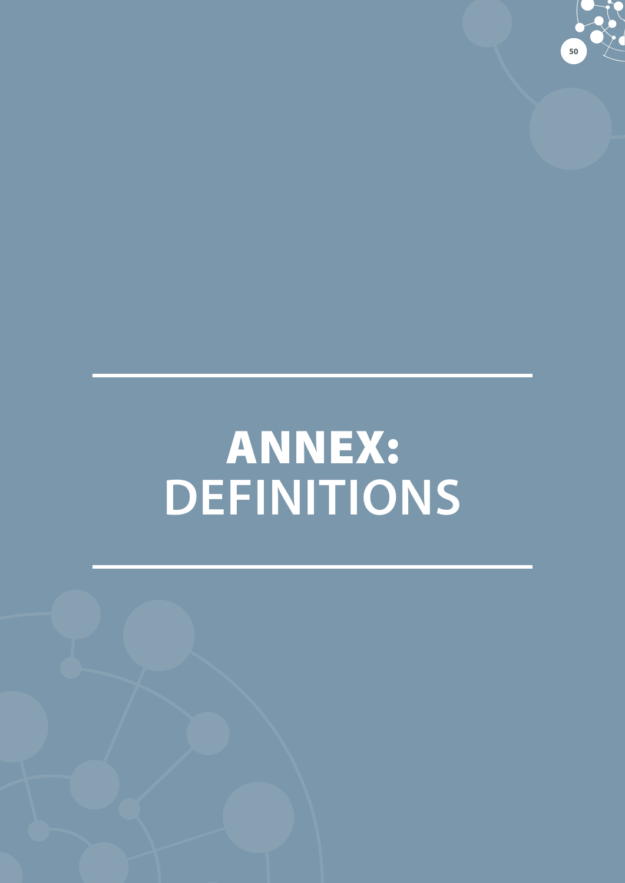# ANNEX: DEFINITIONS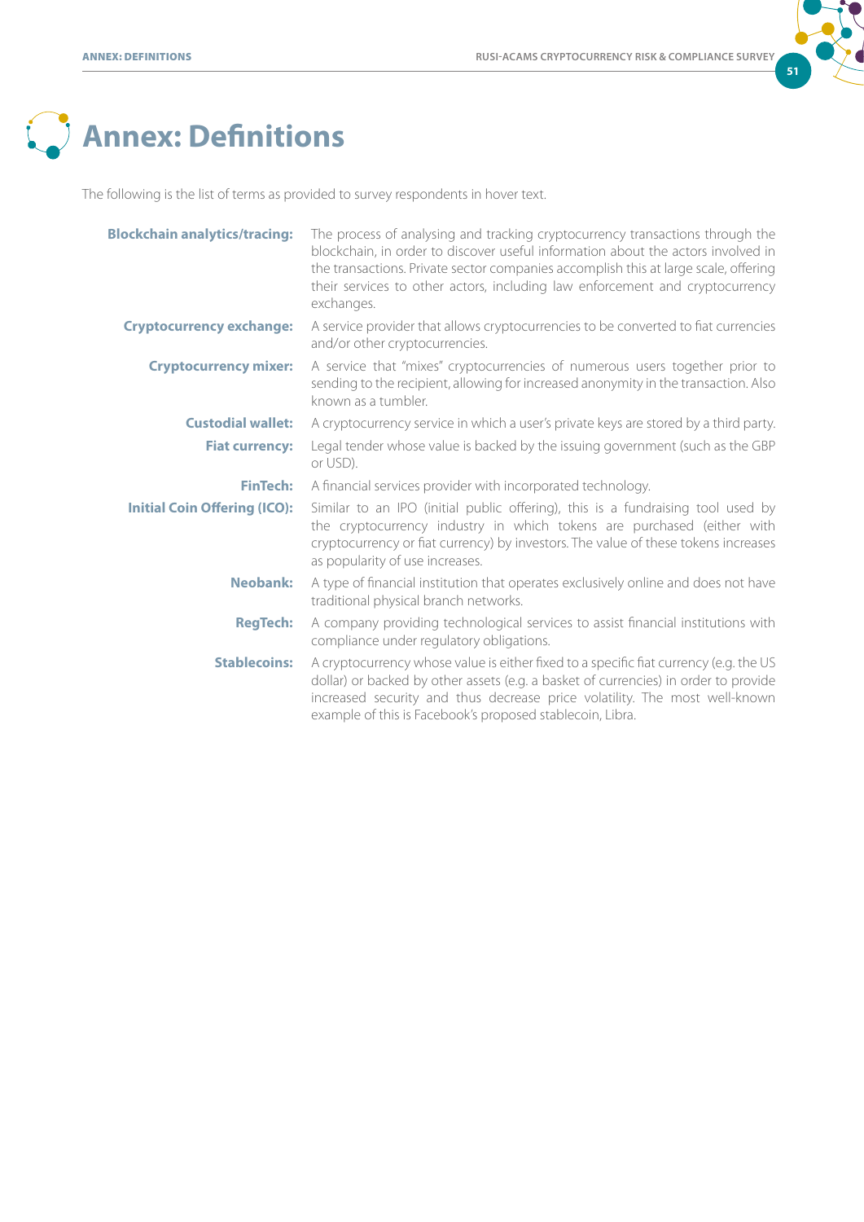# Annex: Definitions

The following is the list of terms as provided to survey respondents in hover text.

**Blockchain analytics/tracing:** The process of analysing and tracking cryptocurrency transactions through the blockchain, in order to discover useful information about the actors involved in the transactions. Private sector companies accomplish this at large scale, offering their services to other actors, including law enforcement and cryptocurrency exchanges.

**Cryptocurrency exchange:** A service provider that allows cryptocurrencies to be converted to fiat currencies and/or other cryptocurrencies.

**Cryptocurrency mixer:** A service that "mixes" cryptocurrencies of numerous users together prior to sending to the recipient, allowing for increased anonymity in the transaction. Also known as a tumbler.

**Custodial wallet:** A cryptocurrency service in which a user's private keys are stored by a third party.

**Fiat currency:** Legal tender whose value is backed by the issuing government (such as the GBP or USD).

**FinTech:** A financial services provider with incorporated technology.

**Initial Coin Offering (ICO):** Similar to an IPO (initial public offering), this is a fundraising tool used by the cryptocurrency industry in which tokens are purchased (either with cryptocurrency or fiat currency) by investors. The value of these tokens increases as popularity of use increases.

**Neobank:** A type of financial institution that operates exclusively online and does not have traditional physical branch networks.

**RegTech:** A company providing technological services to assist financial institutions with compliance under regulatory obligations.

**Stablecoins:** A cryptocurrency whose value is either fixed to a specific fiat currency (e.g. the US dollar) or backed by other assets (e.g. a basket of currencies) in order to provide increased security and thus decrease price volatility. The most well-known example of this is Facebook's proposed stablecoin, Libra.